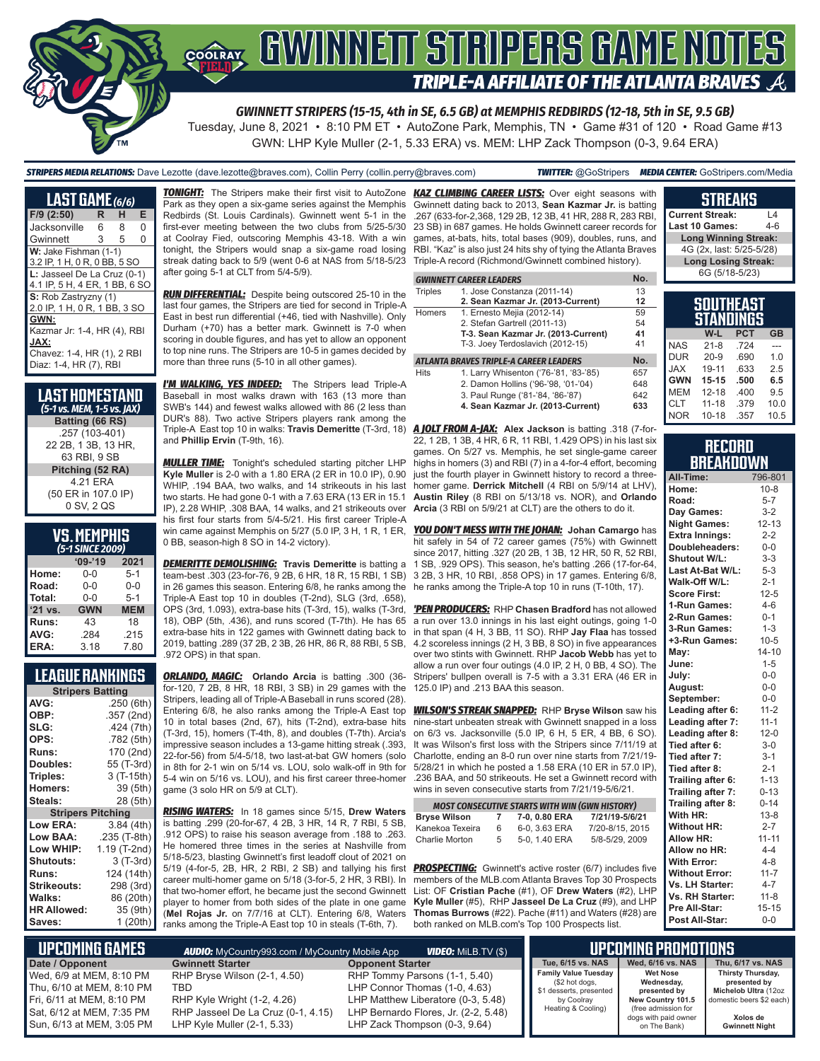# GWINNETT STRIPERS GAME NOTES

## TRIPLE-A AFFILIATE OF THE ATLANTA BRAVES

**GWINNETT STRIPERS (15-15, 4th in SE, 6.5 GB) at MEMPHIS REDBIRDS (12-18, 5th in SE, 9.5 GB)**

Tuesday, June 8, 2021 • 8:10 PM ET • AutoZone Park, Memphis, TN • Game #31 of 120 • Road Game #13

GWN: LHP Kyle Muller (2-1, 5.33 ERA) vs. MEM: LHP Zack Thompson (0-3, 9.64 ERA)

**STRIPERS MEDIA RELATIONS:** Dave Lezotte (dave.lezotte@braves.com), Collin Perry (collin.perry@braves.com) **TWITTER:** @GoStripers **MEDIA CENTER:** GoStripers.com/Media

## LAST GAME (6/6)

| F/9 (2:50) | R | H | E |
|---|---|---|---|
| Jacksonville | 6 | 8 | 0 |
| Gwinnett | 3 | 5 | 0 |

**W:** Jake Fishman (1-1)
3.2 IP, 1 H, 0 R, 0 BB, 5 SO

**L:** Jasseel De La Cruz (0-1)
4.1 IP, 5 H, 4 ER, 1 BB, 6 SO

**S:** Rob Zastryzny (1)
2.0 IP, 1 H, 0 R, 1 BB, 3 SO

**GWN:**
Kazmar Jr: 1-4, HR (4), RBI

**JAX:**
Chavez: 1-4, HR (1), 2 RBI
Diaz: 1-4, HR (7), RBI

## LAST HOMESTAND
*(5-1 vs. MEM, 1-5 vs. JAX)*

**Batting (66 RS)**
.257 (103-401)
22 2B, 1 3B, 13 HR,
63 RBI, 9 SB

**Pitching (52 RA)**
4.21 ERA
(50 ER in 107.0 IP)
0 SV, 2 QS

## VS. MEMPHIS
*(5-1 SINCE 2009)*

| | '09-'19 | 2021 |
|---|---|---|
| Home: | 0-0 | 5-1 |
| Road: | 0-0 | 0-0 |
| Total: | 0-0 | 5-1 |
| '21 vs. | GWN | MEM |
| Runs: | 43 | 18 |
| AVG: | .284 | .215 |
| ERA: | 3.18 | 7.80 |

## LEAGUE RANKINGS

| Stripers Batting | |
|---|---|
| AVG: | .250 (6th) |
| OBP: | .357 (2nd) |
| SLG: | .424 (7th) |
| OPS: | .782 (5th) |
| Runs: | 170 (2nd) |
| Doubles: | 55 (T-3rd) |
| Triples: | 3 (T-15th) |
| Homers: | 39 (5th) |
| Steals: | 28 (5th) |

| Stripers Pitching | |
|---|---|
| Low ERA: | 3.84 (4th) |
| Low BAA: | .235 (T-8th) |
| Low WHIP: | 1.19 (T-2nd) |
| Shutouts: | 3 (T-3rd) |
| Runs: | 124 (14th) |
| Strikeouts: | 298 (3rd) |
| Walks: | 86 (20th) |
| HR Allowed: | 35 (9th) |
| Saves: | 1 (20th) |

***TONIGHT:*** The Stripers make their first visit to AutoZone Park as they open a six-game series against the Memphis Redbirds (St. Louis Cardinals). Gwinnett went 5-1 in the first-ever meeting between the two clubs from 5/25-5/30 at Coolray Fied, outscoring Memphis 43-18. With a win tonight, the Stripers would snap a six-game road losing streak dating back to 5/9 (went 0-6 at NAS from 5/18-5/23 after going 5-1 at CLT from 5/4-5/9).

***RUN DIFFERENTIAL:*** Despite being outscored 25-10 in the last four games, the Stripers are tied for second in Triple-A East in best run differential (+46, tied with Nashville). Only Durham (+70) has a better mark. Gwinnett is 7-0 when scoring in double figures, and has yet to allow an opponent to top nine runs. The Stripers are 10-5 in games decided by more than three runs (5-10 in all other games).

***I'M WALKING, YES INDEED:*** The Stripers lead Triple-A Baseball in most walks drawn with 163 (13 more than SWB's 144) and fewest walks allowed with 86 (2 less than DUR's 88). Two active Stripers players rank among the Triple-A East top 10 in walks: **Travis Demeritte** (T-3rd, 18) and **Phillip Ervin** (T-9th, 16).

***MULLER TIME:*** Tonight's scheduled starting pitcher LHP **Kyle Muller** is 2-0 with a 1.80 ERA (2 ER in 10.0 IP), 0.90 WHIP, .194 BAA, two walks, and 14 strikeouts in his last two starts. He had gone 0-1 with a 7.63 ERA (13 ER in 15.1 IP), 2.28 WHIP, .308 BAA, 14 walks, and 21 strikeouts over his first four starts from 5/4-5/21. His first career Triple-A win came against Memphis on 5/27 (5.0 IP, 3 H, 1 R, 1 ER, 0 BB, season-high 8 SO in 14-2 victory).

***DEMERITTE DEMOLISHING:*** **Travis Demeritte** is batting a team-best .303 (23-for-76, 9 2B, 6 HR, 18 R, 15 RBI, 1 SB) in 26 games this season. Entering 6/8, he ranks among the Triple-A East top 10 in doubles (T-2nd), SLG (3rd, .658), OPS (3rd, 1.093), extra-base hits (T-3rd, 15), walks (T-3rd, 18), OBP (5th, .436), and runs scored (T-7th). He has 65 extra-base hits in 122 games with Gwinnett dating back to 2019, batting .289 (37 2B, 2 3B, 26 HR, 86 R, 88 RBI, 5 SB, .972 OPS) in that span.

***ORLANDO, MAGIC:*** **Orlando Arcia** is batting .300 (36-for-120, 7 2B, 8 HR, 18 RBI, 3 SB) in 29 games with the Stripers, leading all of Triple-A Baseball in runs scored (28). Entering 6/8, he also ranks among the Triple-A East top 10 in total bases (2nd, 67), hits (T-2nd), extra-base hits (T-3rd, 15), homers (T-4th, 8), and doubles (T-7th). Arcia's impressive season includes a 13-game hitting streak (.393, 22-for-56) from 5/4-5/18, two last-at-bat GW homers (solo in 8th for 2-1 win on 5/14 vs. LOU, solo walk-off in 9th for 5-4 win on 5/16 vs. LOU), and his first career three-homer game (3 solo HR on 5/9 at CLT).

***RISING WATERS:*** In 18 games since 5/15, **Drew Waters** is batting .299 (20-for-67, 4 2B, 3 HR, 14 R, 7 RBI, 5 SB, .912 OPS) to raise his season average from .188 to .263. He homered three times in the series at Nashville from 5/18-5/23, blasting Gwinnett's first leadoff clout of 2021 on 5/19 (4-for-5, 2B, HR, 2 RBI, 2 SB) and tallying his first career multi-homer game on 5/18 (3-for-5, 2 HR, 3 RBI). In that two-homer effort, he became just the second Gwinnett player to homer from both sides of the plate in one game (**Mel Rojas Jr.** on 7/7/16 at CLT). Entering 6/8, Waters ranks among the Triple-A East top 10 in steals (T-6th, 7).

***KAZ CLIMBING CAREER LISTS:*** Over eight seasons with Gwinnett dating back to 2013, **Sean Kazmar Jr.** is batting .267 (633-for-2,368, 129 2B, 12 3B, 41 HR, 288 R, 283 RBI, 23 SB) in 687 games. He holds Gwinnett career records for games, at-bats, hits, total bases (909), doubles, runs, and RBI. "Kaz" is also just 24 hits shy of tying the Atlanta Braves Triple-A record (Richmond/Gwinnett combined history).

| GWINNETT CAREER LEADERS | | No. |
|---|---|---|
| Triples | 1. Jose Constanza (2011-14) | 13 |
| | **2. Sean Kazmar Jr. (2013-Current)** | **12** |
| Homers | 1. Ernesto Mejia (2012-14) | 59 |
| | 2. Stefan Gartrell (2011-13) | 54 |
| | **T-3. Sean Kazmar Jr. (2013-Current)** | **41** |
| | T-3. Joey Terdoslavich (2012-15) | 41 |

| ATLANTA BRAVES TRIPLE-A CAREER LEADERS | | No. |
|---|---|---|
| Hits | 1. Larry Whisenton ('76-'81, '83-'85) | 657 |
| | 2. Damon Hollins ('96-'98, '01-'04) | 648 |
| | 3. Paul Runge ('81-'84, '86-'87) | 642 |
| | **4. Sean Kazmar Jr. (2013-Current)** | **633** |

***A JOLT FROM A-JAX:*** **Alex Jackson** is batting .318 (7-for-22, 1 2B, 1 3B, 4 HR, 6 R, 11 RBI, 1.429 OPS) in his last six games. On 5/27 vs. Memphis, he set single-game career highs in homers (3) and RBI (7) in a 4-for-4 effort, becoming just the fourth player in Gwinnett history to record a three-homer game. **Derrick Mitchell** (4 RBI on 5/9/14 at LHV), **Austin Riley** (8 RBI on 5/13/18 vs. NOR), and **Orlando Arcia** (3 RBI on 5/9/21 at CLT) are the others to do it.

***YOU DON'T MESS WITH THE JOHAN:*** **Johan Camargo** has hit safely in 54 of 72 career games (75%) with Gwinnett since 2017, hitting .327 (20 2B, 1 3B, 12 HR, 50 R, 52 RBI, 1 SB, .929 OPS). This season, he's batting .266 (17-for-64, 3 2B, 3 HR, 10 RBI, .858 OPS) in 17 games. Entering 6/8, he ranks among the Triple-A top 10 in runs (T-10th, 17).

***'PEN PRODUCERS:*** RHP **Chasen Bradford** has not allowed a run over 13.0 innings in his last eight outings, going 1-0 in that span (4 H, 3 BB, 11 SO). RHP **Jay Flaa** has tossed 4.2 scoreless innings (2 H, 3 BB, 8 SO) in five appearances over two stints with Gwinnett. RHP **Jacob Webb** has yet to allow a run over four outings (4.0 IP, 2 H, 0 BB, 4 SO). The Stripers' bullpen overall is 7-5 with a 3.31 ERA (46 ER in 125.0 IP) and .213 BAA this season.

***WILSON'S STREAK SNAPPED:*** RHP **Bryse Wilson** saw his nine-start unbeaten streak with Gwinnett snapped in a loss on 6/3 vs. Jacksonville (5.0 IP, 6 H, 5 ER, 4 BB, 6 SO). It was Wilson's first loss with the Stripers since 7/11/19 at Charlotte, ending an 8-0 run over nine starts from 7/21/19-5/28/21 in which he posted a 1.58 ERA (10 ER in 57.0 IP), .236 BAA, and 50 strikeouts. He set a Gwinnett record with wins in seven consecutive starts from 7/21/19-5/6/21.

| MOST CONSECUTIVE STARTS WITH WIN (GWN HISTORY) | | | |
|---|---|---|---|
| **Bryse Wilson** | **7** | **7-0, 0.80 ERA** | **7/21/19-5/6/21** |
| Kanekoa Texeira | 6 | 6-0, 3.63 ERA | 7/20-8/15, 2015 |
| Charlie Morton | 5 | 5-0, 1.40 ERA | 5/8-5/29, 2009 |

***PROSPECTING:*** Gwinnett's active roster (6/7) includes five members of the MLB.com Atlanta Braves Top 30 Prospects List: OF **Cristian Pache** (#1), OF **Drew Waters** (#2), LHP **Kyle Muller** (#5), RHP **Jasseel De La Cruz** (#9), and LHP **Thomas Burrows** (#22). Pache (#11) and Waters (#28) are both ranked on MLB.com's Top 100 Prospects list.

## STREAKS

| | |
|---|---|
| Current Streak: | L4 |
| Last 10 Games: | 4-6 |

**Long Winning Streak:**
4G (2x, last: 5/25-5/28)

**Long Losing Streak:**
6G (5/18-5/23)

## SOUTHEAST STANDINGS

| | W-L | PCT | GB |
|---|---|---|---|
| NAS | 21-8 | .724 | --- |
| DUR | 20-9 | .690 | 1.0 |
| JAX | 19-11 | .633 | 2.5 |
| **GWN** | **15-15** | **.500** | **6.5** |
| MEM | 12-18 | .400 | 9.5 |
| CLT | 11-18 | .379 | 10.0 |
| NOR | 10-18 | .357 | 10.5 |

## RECORD BREAKDOWN

| | |
|---|---|
| All-Time: | 796-801 |
| Home: | 10-8 |
| Road: | 5-7 |
| Day Games: | 3-2 |
| Night Games: | 12-13 |
| Extra Innings: | 2-2 |
| Doubleheaders: | 0-0 |
| Shutout W/L: | 3-3 |
| Last At-Bat W/L: | 5-3 |
| Walk-Off W/L: | 2-1 |
| Score First: | 12-5 |
| 1-Run Games: | 4-6 |
| 2-Run Games: | 0-1 |
| 3-Run Games: | 1-3 |
| +3-Run Games: | 10-5 |
| May: | 14-10 |
| June: | 1-5 |
| July: | 0-0 |
| August: | 0-0 |
| September: | 0-0 |
| Leading after 6: | 11-2 |
| Leading after 7: | 11-1 |
| Leading after 8: | 12-0 |
| Tied after 6: | 3-0 |
| Tied after 7: | 3-1 |
| Tied after 8: | 2-1 |
| Trailing after 6: | 1-13 |
| Trailing after 7: | 0-13 |
| Trailing after 8: | 0-14 |
| With HR: | 13-8 |
| Without HR: | 2-7 |
| Allow HR: | 11-11 |
| Allow no HR: | 4-4 |
| With Error: | 4-8 |
| Without Error: | 11-7 |
| Vs. LH Starter: | 4-7 |
| Vs. RH Starter: | 11-8 |
| Pre All-Star: | 15-15 |
| Post All-Star: | 0-0 |

## UPCOMING GAMES

**AUDIO:** MyCountry993.com / MyCountry Mobile App **VIDEO:** MiLB.TV ($)

| Date / Opponent | Gwinnett Starter | Opponent Starter |
|---|---|---|
| Wed, 6/9 at MEM, 8:10 PM | RHP Bryse Wilson (2-1, 4.50) | RHP Tommy Parsons (1-1, 5.40) |
| Thu, 6/10 at MEM, 8:10 PM | TBD | LHP Connor Thomas (1-0, 4.63) |
| Fri, 6/11 at MEM, 8:10 PM | RHP Kyle Wright (1-2, 4.26) | LHP Matthew Liberatore (0-3, 5.48) |
| Sat, 6/12 at MEM, 7:35 PM | RHP Jasseel De La Cruz (0-1, 4.15) | LHP Bernardo Flores, Jr. (2-2, 5.48) |
| Sun, 6/13 at MEM, 3:05 PM | LHP Kyle Muller (2-1, 5.33) | LHP Zack Thompson (0-3, 9.64) |

## UPCOMING PROMOTIONS

| Tue, 6/15 vs. NAS | Wed, 6/16 vs. NAS | Thu, 6/17 vs. NAS |
|---|---|---|
| **Family Value Tuesday** ($2 hot dogs, $1 desserts, presented by Coolray Heating & Cooling) | **Wet Nose Wednesday, presented by New Country 101.5** (free admission for dogs with paid owner on The Bank) | **Thirsty Thursday, presented by Michelob Ultra** (12oz domestic beers $2 each) **Xolos de Gwinnett Night** |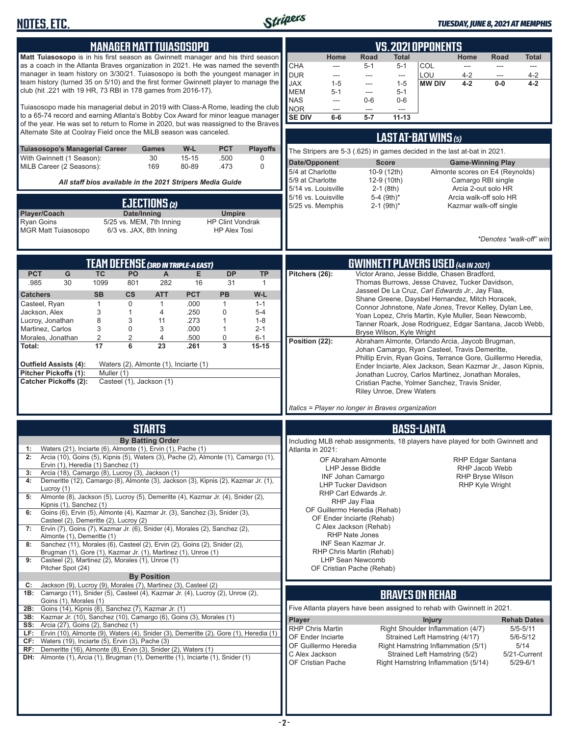# NOTES, ETC.

## MANAGER MATT TUIASOSOPO

**Matt Tuiasosopo** is in his first season as Gwinnett manager and his third season as a coach in the Atlanta Braves organization in 2021. He was named the seventh manager in team history on 3/30/21. Tuiasosopo is both the youngest manager in team history (turned 35 on 5/10) and the first former Gwinnett player to manage the club (hit .221 with 19 HR, 73 RBI in 178 games from 2016-17).

Tuiasosopo made his managerial debut in 2019 with Class-A Rome, leading the club to a 65-74 record and earning Atlanta's Bobby Cox Award for minor league manager of the year. He was set to return to Rome in 2020, but was reassigned to the Braves Alternate Site at Coolray Field once the MiLB season was canceled.

| Tuiasosopo's Managerial Career | Games | W-L | PCT | Playoffs |
|---|---|---|---|---|
| With Gwinnett (1 Season): | 30 | 15-15 | .500 | 0 |
| MiLB Career (2 Seasons): | 169 | 80-89 | .473 | 0 |

*All staff bios available in the 2021 Stripers Media Guide*

## EJECTIONS (2)

| Player/Coach | Date/Inning | Umpire |
|---|---|---|
| Ryan Goins | 5/25 vs. MEM, 7th Inning | HP Clint Vondrak |
| MGR Matt Tuiasosopo | 6/3 vs. JAX, 8th Inning | HP Alex Tosi |

## VS. 2021 OPPONENTS

| | Home | Road | Total | | Home | Road | Total |
|---|---|---|---|---|---|---|---|
| CHA | --- | 5-1 | 5-1 | COL | --- | --- | --- |
| DUR | --- | --- | --- | LOU | 4-2 | --- | 4-2 |
| JAX | 1-5 | --- | 1-5 | **MW DIV** | **4-2** | **0-0** | **4-2** |
| MEM | 5-1 | --- | 5-1 | | | | |
| NAS | --- | 0-6 | 0-6 | | | | |
| NOR | --- | --- | --- | | | | |
| **SE DIV** | **6-6** | **5-7** | **11-13** | | | | |

## LAST AT-BAT WINS (5)

The Stripers are 5-3 (.625) in games decided in the last at-bat in 2021.

| Date/Opponent | Score | Game-Winning Play |
|---|---|---|
| 5/4 at Charlotte | 10-9 (12th) | Almonte scores on E4 (Reynolds) |
| 5/9 at Charlotte | 12-9 (10th) | Camargo RBI single |
| 5/14 vs. Louisville | 2-1 (8th) | Arcia 2-out solo HR |
| 5/16 vs. Louisville | 5-4 (9th)* | Arcia walk-off solo HR |
| 5/25 vs. Memphis | 2-1 (9th)* | Kazmar walk-off single |

*\*Denotes "walk-off" win*

## TEAM DEFENSE (3RD IN TRIPLE-A EAST)

| PCT | G | TC | PO | A | E | DP | TP |
|---|---|---|---|---|---|---|---|
| .985 | 30 | 1099 | 801 | 282 | 16 | 31 | 1 |

| Catchers | SB | CS | ATT | PCT | PB | W-L |
|---|---|---|---|---|---|---|
| Casteel, Ryan | 1 | 0 | 1 | .000 | 1 | 1-1 |
| Jackson, Alex | 3 | 1 | 4 | .250 | 0 | 5-4 |
| Lucroy, Jonathan | 8 | 3 | 11 | .273 | 1 | 1-8 |
| Martinez, Carlos | 3 | 0 | 3 | .000 | 1 | 2-1 |
| Morales, Jonathan | 2 | 2 | 4 | .500 | 0 | 6-1 |
| **Total:** | **17** | **6** | **23** | **.261** | **3** | **15-15** |

**Outfield Assists (4):** Waters (2), Almonte (1), Inciarte (1)
**Pitcher Pickoffs (1):** Muller (1)
**Catcher Pickoffs (2):** Casteel (1), Jackson (1)

## GWINNETT PLAYERS USED (48 IN 2021)

**Pitchers (26):** Victor Arano, Jesse Biddle, Chasen Bradford, Thomas Burrows, Jesse Chavez, Tucker Davidson, Jasseel De La Cruz, *Carl Edwards Jr.*, Jay Flaa, Shane Greene, Daysbel Hernandez, Mitch Horacek, Connor Johnstone, *Nate Jones*, Trevor Kelley, Dylan Lee, Yoan Lopez, Chris Martin, Kyle Muller, Sean Newcomb, Tanner Roark, Jose Rodriguez, Edgar Santana, Jacob Webb, Bryse Wilson, Kyle Wright

**Position (22):** Abraham Almonte, Orlando Arcia, Jaycob Brugman, Johan Camargo, Ryan Casteel, Travis Demeritte, Phillip Ervin, Ryan Goins, Terrance Gore, Guillermo Heredia, Ender Inciarte, Alex Jackson, Sean Kazmar Jr., Jason Kipnis, Jonathan Lucroy, Carlos Martinez, Jonathan Morales, Cristian Pache, Yolmer Sanchez, Travis Snider, Riley Unroe, Drew Waters

*Italics = Player no longer in Braves organization*

## STARTS

**By Batting Order**

- **1:** Waters (21), Inciarte (6), Almonte (1), Ervin (1), Pache (1)
- **2:** Arcia (10), Goins (5), Kipnis (5), Waters (3), Pache (2), Almonte (1), Camargo (1), Ervin (1), Heredia (1) Sanchez (1)
- **3:** Arcia (18), Camargo (8), Lucroy (3), Jackson (1)
- **4:** Demeritte (12), Camargo (8), Almonte (3), Jackson (3), Kipnis (2), Kazmar Jr. (1), Lucroy (1)
- **5:** Almonte (8), Jackson (5), Lucroy (5), Demeritte (4), Kazmar Jr. (4), Snider (2), Kipnis (1), Sanchez (1)
- **6:** Goins (6), Ervin (5), Almonte (4), Kazmar Jr. (3), Sanchez (3), Snider (3), Casteel (2), Demeritte (2), Lucroy (2)
- **7:** Ervin (7), Goins (7), Kazmar Jr. (6), Snider (4), Morales (2), Sanchez (2), Almonte (1), Demeritte (1)
- **8:** Sanchez (11), Morales (6), Casteel (2), Ervin (2), Goins (2), Snider (2), Brugman (1), Gore (1), Kazmar Jr. (1), Martinez (1), Unroe (1)
- **9:** Casteel (2), Martinez (2), Morales (1), Unroe (1) Pitcher Spot (24)

**By Position**

- **C:** Jackson (9), Lucroy (9), Morales (7), Martinez (3), Casteel (2)
- **1B:** Camargo (11), Snider (5), Casteel (4), Kazmar Jr. (4), Lucroy (2), Unroe (2), Goins (1), Morales (1)
- **2B:** Goins (14), Kipnis (8), Sanchez (7), Kazmar Jr. (1)
- **3B:** Kazmar Jr. (10), Sanchez (10), Camargo (6), Goins (3), Morales (1)
- **SS:** Arcia (27), Goins (2), Sanchez (1)
- **LF:** Ervin (10), Almonte (9), Waters (4), Snider (3), Demeritte (2), Gore (1), Heredia (1)
- **CF:** Waters (19), Inciarte (5), Ervin (3), Pache (3)
- **RF:** Demeritte (16), Almonte (8), Ervin (3), Snider (2), Waters (1)
- **DH:** Almonte (1), Arcia (1), Brugman (1), Demeritte (1), Inciarte (1), Snider (1)

## BASS-LANTA

Including MLB rehab assignments, 18 players have played for both Gwinnett and Atlanta in 2021:

- OF Abraham Almonte
- LHP Jesse Biddle
- INF Johan Camargo
- LHP Tucker Davidson
- RHP Carl Edwards Jr.
- RHP Jay Flaa
- OF Guillermo Heredia (Rehab)
- OF Ender Inciarte (Rehab)
- C Alex Jackson (Rehab)
- RHP Nate Jones
- INF Sean Kazmar Jr.
- RHP Chris Martin (Rehab)
- LHP Sean Newcomb
- OF Cristian Pache (Rehab)
- RHP Edgar Santana
- RHP Jacob Webb
- RHP Bryse Wilson
- RHP Kyle Wright

## BRAVES ON REHAB

Five Atlanta players have been assigned to rehab with Gwinnett in 2021.

| Player | Injury | Rehab Dates |
|---|---|---|
| RHP Chris Martin | Right Shoulder Inflammation (4/7) | 5/5-5/11 |
| OF Ender Inciarte | Strained Left Hamstring (4/17) | 5/6-5/12 |
| OF Guillermo Heredia | Right Hamstring Inflammation (5/1) | 5/14 |
| C Alex Jackson | Strained Left Hamstring (5/2) | 5/21-Current |
| OF Cristian Pache | Right Hamstring Inflammation (5/14) | 5/29-6/1 |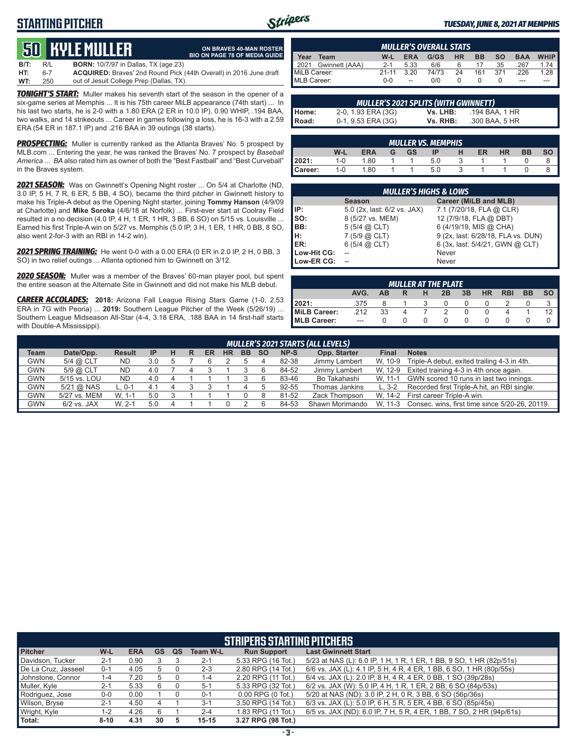# STARTING PITCHER

*TUESDAY, JUNE 8, 2021 AT MEMPHIS*

## 50 KYLE MULLER

**ON BRAVES 40-MAN ROSTER**
**BIO ON PAGE 78 OF MEDIA GUIDE**

**B/T:** R/L **BORN:** 10/7/97 in Dallas, TX (age 23)
**HT:** 6-7 **ACQUIRED:** Braves' 2nd Round Pick (44th Overall) in 2016 June draft
**WT:** 250 out of Jesuit College Prep (Dallas, TX).

***TONIGHT'S START:*** Muller makes his seventh start of the season in the opener of a six-game series at Memphis ... It is his 75th career MiLB appearance (74th start) ... In his last two starts, he is 2-0 with a 1.80 ERA (2 ER in 10.0 IP), 0.90 WHIP, .194 BAA, two walks, and 14 strikeouts ... Career in games following a loss, he is 16-3 with a 2.59 ERA (54 ER in 187.1 IP) and .216 BAA in 39 outings (38 starts).

***PROSPECTING:*** Muller is currently ranked as the Atlanta Braves' No. 5 prospect by MLB.com ... Entering the year, he was ranked the Braves' No. 7 prospect by *Baseball America* ... *BA* also rated him as owner of both the "Best Fastball" and "Best Curveball" in the Braves system.

***2021 SEASON:*** Was on Gwinnett's Opening Night roster ... On 5/4 at Charlotte (ND, 3.0 IP, 5 H, 7 R, 6 ER, 5 BB, 4 SO), became the third pitcher in Gwinnett history to make his Triple-A debut as the Opening Night starter, joining **Tommy Hanson** (4/9/09 at Charlotte) and **Mike Soroka** (4/6/18 at Norfolk) ... First-ever start at Coolray Field resulted in a no decision (4.0 IP, 4 H, 1 ER, 1 HR, 3 BB, 6 SO) on 5/15 vs. Louisville ... Earned his first Triple-A win on 5/27 vs. Memphis (5.0 IP, 3 H, 1 ER, 1 HR, 0 BB, 8 SO), also went 2-for-3 with an RBI in 14-2 win).

***2021 SPRING TRAINING:*** He went 0-0 with a 0.00 ERA (0 ER in 2.0 IP, 2 H, 0 BB, 3 SO) in two relief outings ... Atlanta optioned him to Gwinnett on 3/12.

***2020 SEASON:*** Muller was a member of the Braves' 60-man player pool, but spent the entire season at the Alternate Site in Gwinnett and did not make his MLB debut.

***CAREER ACCOLADES:*** **2018:** Arizona Fall League Rising Stars Game (1-0, 2.53 ERA in 7G with Peoria) ... **2019:** Southern League Pitcher of the Week (5/26/19) ... Southern League Midseason All-Star (4-4, 3.18 ERA, .188 BAA in 14 first-half starts with Double-A Mississippi).

### MULLER'S OVERALL STATS

| Year | Team | W-L | ERA | G/GS | HR | BB | SO | BAA | WHIP |
|---|---|---|---|---|---|---|---|---|---|
| 2021 | Gwinnett (AAA) | 2-1 | 5.33 | 6/6 | 6 | 17 | 35 | .267 | 1.74 |
| MiLB Career: | | 21-11 | 3.20 | 74/73 | 24 | 161 | 371 | .226 | 1.28 |
| MLB Career: | | 0-0 | -- | 0/0 | 0 | 0 | 0 | --- | --- |

### MULLER'S 2021 SPLITS (WITH GWINNETT)

| | | | |
|---|---|---|---|
| Home: | 2-0, 1.93 ERA (3G) | Vs. LHB: | .194 BAA, 1 HR |
| Road: | 0-1, 9.53 ERA (3G) | Vs. RHB: | .300 BAA, 5 HR |

### MULLER VS. MEMPHIS

| | W-L | ERA | G | GS | IP | H | ER | HR | BB | SO |
|---|---|---|---|---|---|---|---|---|---|---|
| 2021: | 1-0 | 1.80 | 1 | 1 | 5.0 | 3 | 1 | 1 | 0 | 8 |
| Career: | 1-0 | 1.80 | 1 | 1 | 5.0 | 3 | 1 | 1 | 0 | 8 |

### MULLER'S HIGHS & LOWS

| | Season | Career (MiLB and MLB) |
|---|---|---|
| IP: | 5.0 (2x, last: 6/2 vs. JAX) | 7.1 (7/20/18, FLA @ CLR) |
| SO: | 8 (5/27 vs. MEM) | 12 (7/9/18, FLA @ DBT) |
| BB: | 5 (5/4 @ CLT) | 6 (4/19/19, MIS @ CHA) |
| H: | 7 (5/9 @ CLT) | 9 (2x, last: 6/28/18, FLA vs. DUN) |
| ER: | 6 (5/4 @ CLT) | 6 (3x, last: 5/4/21, GWN @ CLT) |
| Low-Hit CG: | -- | Never |
| Low-ER CG: | -- | Never |

### MULLER AT THE PLATE

| | AVG. | AB | R | H | 2B | 3B | HR | RBI | BB | SO |
|---|---|---|---|---|---|---|---|---|---|---|
| 2021: | .375 | 8 | 1 | 3 | 0 | 0 | 0 | 2 | 0 | 3 |
| MiLB Career: | .212 | 33 | 4 | 7 | 2 | 0 | 0 | 4 | 1 | 12 |
| MLB Career: | --- | 0 | 0 | 0 | 0 | 0 | 0 | 0 | 0 | 0 |

### MULLER'S 2021 STARTS (ALL LEVELS)

| Team | Date/Opp. | Result | IP | H | R | ER | HR | BB | SO | NP-S | Opp. Starter | Final | Notes |
|---|---|---|---|---|---|---|---|---|---|---|---|---|---|
| GWN | 5/4 @ CLT | ND | 3.0 | 5 | 7 | 6 | 2 | 5 | 4 | 82-38 | Jimmy Lambert | W, 10-9 | Triple-A debut, exited trailing 4-3 in 4th. |
| GWN | 5/9 @ CLT | ND | 4.0 | 7 | 4 | 3 | 1 | 3 | 6 | 84-52 | Jimmy Lambert | W, 12-9 | Exited training 4-3 in 4th once again. |
| GWN | 5/15 vs. LOU | ND | 4.0 | 4 | 1 | 1 | 1 | 3 | 6 | 83-46 | Bo Takahashi | W, 11-1 | GWN scored 10 runs in last two innings. |
| GWN | 5/21 @ NAS | L, 0-1 | 4.1 | 4 | 3 | 3 | 1 | 4 | 5 | 92-55 | Thomas Jankins | L, 3-2 | Recorded first Triple-A hit, an RBI single. |
| GWN | 5/27 vs. MEM | W, 1-1 | 5.0 | 3 | 1 | 1 | 1 | 0 | 8 | 81-52 | Zack Thompson | W, 14-2 | First career Triple-A win. |
| GWN | 6/2 vs. JAX | W, 2-1 | 5.0 | 4 | 1 | 1 | 0 | 2 | 6 | 84-53 | Shawn Morimando | W, 11-3 | Consec. wins, first time since 5/20-26, 20119. |

### STRIPERS STARTING PITCHERS

| Pitcher | W-L | ERA | GS | QS | Team W-L | Run Support | Last Gwinnett Start |
|---|---|---|---|---|---|---|---|
| Davidson, Tucker | 2-1 | 0.90 | 3 | 3 | 2-1 | 5.33 RPG (16 Tot.) | 5/23 at NAS (L): 6.0 IP, 1 H, 1 R, 1 ER, 1 BB, 9 SO, 1 HR (82p/51s) |
| De La Cruz, Jasseel | 0-1 | 4.05 | 5 | 0 | 2-3 | 2.80 RPG (14 Tot.) | 6/6 vs. JAX (L): 4.1 IP, 5 H, 4 R, 4 ER, 1 BB, 6 SO, 1 HR (80p/55s) |
| Johnstone, Connor | 1-4 | 7.20 | 5 | 0 | 1-4 | 2.20 RPG (11 Tot.) | 6/4 vs. JAX (L): 2.0 IP, 8 H, 4 R, 4 ER, 0 BB, 1 SO (39p/28s) |
| Muller, Kyle | 2-1 | 5.33 | 6 | 0 | 5-1 | 5.33 RPG (32 Tot.) | 6/2 vs. JAX (W): 5.0 IP, 4 H, 1 R, 1 ER, 2 BB, 6 SO (84p/53s) |
| Rodriguez, Jose | 0-0 | 0.00 | 1 | 0 | 0-1 | 0.00 RPG (0 Tot.) | 5/20 at NAS (ND): 3.0 IP, 2 H, 0 R, 3 BB, 6 SO (56p/36s) |
| Wilson, Bryse | 2-1 | 4.50 | 4 | 1 | 3-1 | 3.50 RPG (14 Tot.) | 6/3 vs. JAX (L): 5.0 IP, 6 H, 5 R, 5 ER, 4 BB, 6 SO (85p/45s) |
| Wright, Kyle | 1-2 | 4.26 | 6 | 1 | 2-4 | 1.83 RPG (11 Tot.) | 6/5 vs. JAX (ND): 6.0 IP, 7 H, 5 R, 4 ER, 1 BB, 7 SO, 2 HR (94p/61s) |
| Total: | 8-10 | 4.31 | 30 | 5 | 15-15 | 3.27 RPG (98 Tot.) | |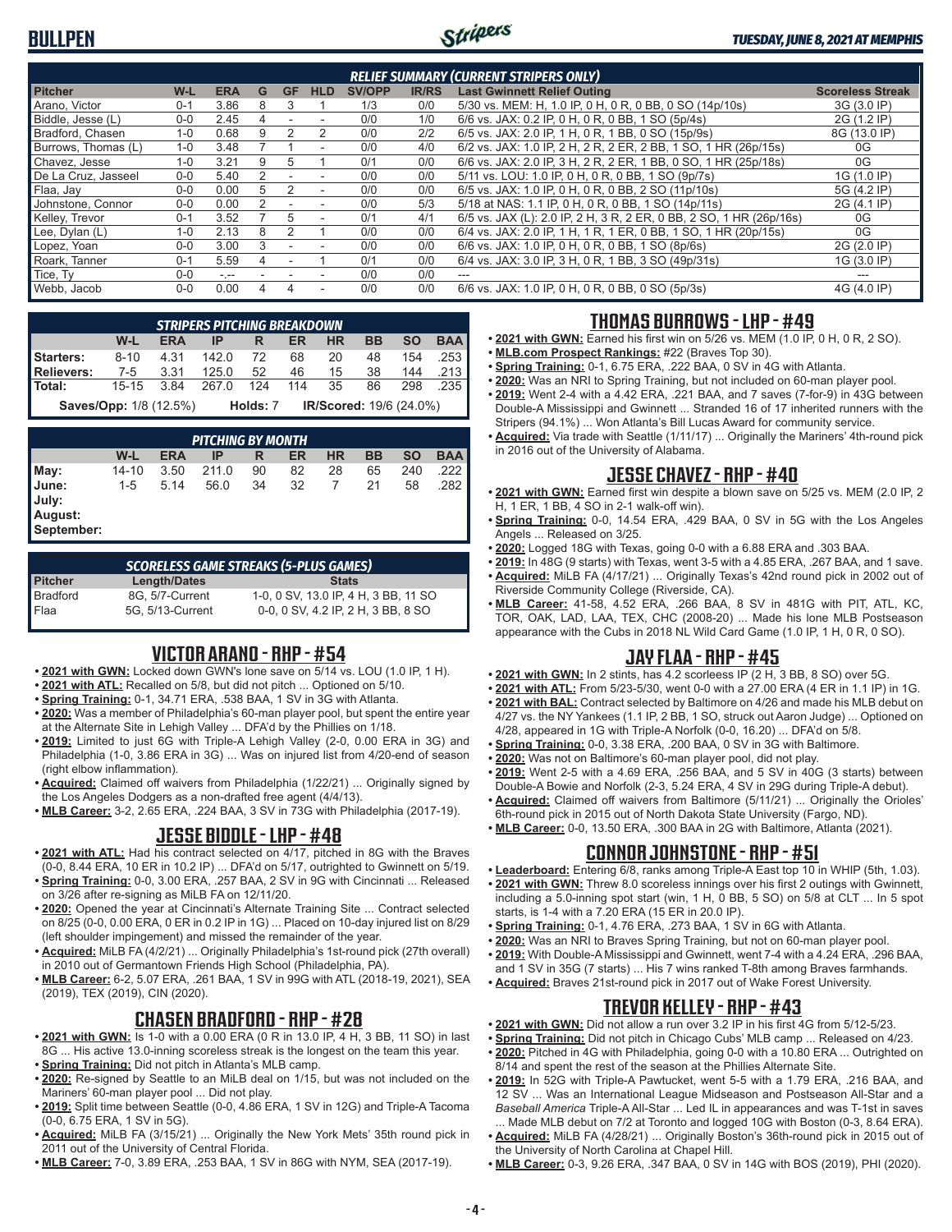## BULLPEN

### RELIEF SUMMARY (CURRENT STRIPERS ONLY)

| Pitcher | W-L | ERA | G | GF | HLD | SV/OPP | IR/RS | Last Gwinnett Relief Outing | Scoreless Streak |
|---|---|---|---|---|---|---|---|---|---|
| Arano, Victor | 0-1 | 3.86 | 8 | 3 | 1 | 1/3 | 0/0 | 5/30 vs. MEM: H, 1.0 IP, 0 H, 0 R, 0 BB, 0 SO (14p/10s) | 3G (3.0 IP) |
| Biddle, Jesse (L) | 0-0 | 2.45 | 4 | - | - | 0/0 | 1/0 | 6/6 vs. JAX: 0.2 IP, 0 H, 0 R, 0 BB, 1 SO (5p/4s) | 2G (1.2 IP) |
| Bradford, Chasen | 1-0 | 0.68 | 9 | 2 | 2 | 0/0 | 2/2 | 6/5 vs. JAX: 2.0 IP, 1 H, 0 R, 1 BB, 0 SO (15p/9s) | 8G (13.0 IP) |
| Burrows, Thomas (L) | 1-0 | 3.48 | 7 | 1 | - | 0/0 | 4/0 | 6/2 vs. JAX: 1.0 IP, 2 H, 2 R, 2 ER, 2 BB, 1 SO, 1 HR (26p/15s) | 0G |
| Chavez, Jesse | 1-0 | 3.21 | 9 | 5 | 1 | 0/1 | 0/0 | 6/6 vs. JAX: 2.0 IP, 3 H, 2 R, 2 ER, 1 BB, 0 SO, 1 HR (25p/18s) | 0G |
| De La Cruz, Jasseel | 0-0 | 5.40 | 2 | - | - | 0/0 | 0/0 | 5/11 vs. LOU: 1.0 IP, 0 H, 0 R, 0 BB, 1 SO (9p/7s) | 1G (1.0 IP) |
| Flaa, Jay | 0-0 | 0.00 | 5 | 2 | - | 0/0 | 0/0 | 6/5 vs. JAX: 1.0 IP, 0 H, 0 R, 0 BB, 2 SO (11p/10s) | 5G (4.2 IP) |
| Johnstone, Connor | 0-0 | 0.00 | 2 | - | - | 0/0 | 5/3 | 5/18 at NAS: 1.1 IP, 0 H, 0 R, 0 BB, 1 SO (14p/11s) | 2G (4.1 IP) |
| Kelley, Trevor | 0-1 | 3.52 | 7 | 5 | - | 0/1 | 4/1 | 6/5 vs. JAX (L): 2.0 IP, 2 H, 3 R, 2 ER, 0 BB, 2 SO, 1 HR (26p/16s) | 0G |
| Lee, Dylan (L) | 1-0 | 2.13 | 8 | 2 | 1 | 0/0 | 0/0 | 6/4 vs. JAX: 2.0 IP, 1 H, 1 R, 1 ER, 0 BB, 1 SO, 1 HR (20p/15s) | 0G |
| Lopez, Yoan | 0-0 | 3.00 | 3 | - | - | 0/0 | 0/0 | 6/6 vs. JAX: 1.0 IP, 0 H, 0 R, 0 BB, 1 SO (8p/6s) | 2G (2.0 IP) |
| Roark, Tanner | 0-1 | 5.59 | 4 | - | 1 | 0/1 | 0/0 | 6/4 vs. JAX: 3.0 IP, 3 H, 0 R, 1 BB, 3 SO (49p/31s) | 1G (3.0 IP) |
| Tice, Ty | 0-0 | -.-- | - | - | - | 0/0 | 0/0 | --- | --- |
| Webb, Jacob | 0-0 | 0.00 | 4 | 4 | - | 0/0 | 0/0 | 6/6 vs. JAX: 1.0 IP, 0 H, 0 R, 0 BB, 0 SO (5p/3s) | 4G (4.0 IP) |

### STRIPERS PITCHING BREAKDOWN

| | W-L | ERA | IP | R | ER | HR | BB | SO | BAA |
|---|---|---|---|---|---|---|---|---|---|
| Starters: | 8-10 | 4.31 | 142.0 | 72 | 68 | 20 | 48 | 154 | .253 |
| Relievers: | 7-5 | 3.31 | 125.0 | 52 | 46 | 15 | 38 | 144 | .213 |
| Total: | 15-15 | 3.84 | 267.0 | 124 | 114 | 35 | 86 | 298 | .235 |

**Saves/Opp:** 1/8 (12.5%) **Holds:** 7 **IR/Scored:** 19/6 (24.0%)

### PITCHING BY MONTH

| | W-L | ERA | IP | R | ER | HR | BB | SO | BAA |
|---|---|---|---|---|---|---|---|---|---|
| May: | 14-10 | 3.50 | 211.0 | 90 | 82 | 28 | 65 | 240 | .222 |
| June: | 1-5 | 5.14 | 56.0 | 34 | 32 | 7 | 21 | 58 | .282 |
| July: | | | | | | | | | |
| August: | | | | | | | | | |
| September: | | | | | | | | | |

### SCORELESS GAME STREAKS (5-PLUS GAMES)

| Pitcher | Length/Dates | Stats |
|---|---|---|
| Bradford | 8G, 5/7-Current | 1-0, 0 SV, 13.0 IP, 4 H, 3 BB, 11 SO |
| Flaa | 5G, 5/13-Current | 0-0, 0 SV, 4.2 IP, 2 H, 3 BB, 8 SO |

## VICTOR ARANO - RHP - #54

- **2021 with GWN:** Locked down GWN's lone save on 5/14 vs. LOU (1.0 IP, 1 H).
- **2021 with ATL:** Recalled on 5/8, but did not pitch ... Optioned on 5/10.
- **Spring Training:** 0-1, 34.71 ERA, .538 BAA, 1 SV in 3G with Atlanta.
- **2020:** Was a member of Philadelphia's 60-man player pool, but spent the entire year at the Alternate Site in Lehigh Valley ... DFA'd by the Phillies on 1/18.
- **2019:** Limited to just 6G with Triple-A Lehigh Valley (2-0, 0.00 ERA in 3G) and Philadelphia (1-0, 3.86 ERA in 3G) ... Was on injured list from 4/20-end of season (right elbow inflammation).
- **Acquired:** Claimed off waivers from Philadelphia (1/22/21) ... Originally signed by the Los Angeles Dodgers as a non-drafted free agent (4/4/13).
- **MLB Career:** 3-2, 2.65 ERA, .224 BAA, 3 SV in 73G with Philadelphia (2017-19).

## JESSE BIDDLE - LHP - #48

- **2021 with ATL:** Had his contract selected on 4/17, pitched in 8G with the Braves (0-0, 8.44 ERA, 10 ER in 10.2 IP) ... DFA'd on 5/17, outrighted to Gwinnett on 5/19.
- **Spring Training:** 0-0, 3.00 ERA, .257 BAA, 2 SV in 9G with Cincinnati ... Released on 3/26 after re-signing as MiLB FA on 12/11/20.
- **2020:** Opened the year at Cincinnati's Alternate Training Site ... Contract selected on 8/25 (0-0, 0.00 ERA, 0 ER in 0.2 IP in 1G) ... Placed on 10-day injured list on 8/29 (left shoulder impingement) and missed the remainder of the year.
- **Acquired:** MiLB FA (4/2/21) ... Originally Philadelphia's 1st-round pick (27th overall) in 2010 out of Germantown Friends High School (Philadelphia, PA).
- **MLB Career:** 6-2, 5.07 ERA, .261 BAA, 1 SV in 99G with ATL (2018-19, 2021), SEA (2019), TEX (2019), CIN (2020).

## CHASEN BRADFORD - RHP - #28

- **2021 with GWN:** Is 1-0 with a 0.00 ERA (0 R in 13.0 IP, 4 H, 3 BB, 11 SO) in last 8G ... His active 13.0-inning scoreless streak is the longest on the team this year.
- **Spring Training:** Did not pitch in Atlanta's MLB camp.
- **2020:** Re-signed by Seattle to an MiLB deal on 1/15, but was not included on the Mariners' 60-man player pool ... Did not play.
- **2019:** Split time between Seattle (0-0, 4.86 ERA, 1 SV in 12G) and Triple-A Tacoma (0-0, 6.75 ERA, 1 SV in 5G).
- **Acquired:** MiLB FA (3/15/21) ... Originally the New York Mets' 35th round pick in 2011 out of the University of Central Florida.
- **MLB Career:** 7-0, 3.89 ERA, .253 BAA, 1 SV in 86G with NYM, SEA (2017-19).

## THOMAS BURROWS - LHP - #49

- **2021 with GWN:** Earned his first win on 5/26 vs. MEM (1.0 IP, 0 H, 0 R, 2 SO).
- **MLB.com Prospect Rankings:** #22 (Braves Top 30).
- **Spring Training:** 0-1, 6.75 ERA, .222 BAA, 0 SV in 4G with Atlanta.
- **2020:** Was an NRI to Spring Training, but not included on 60-man player pool.
- **2019:** Went 2-4 with a 4.42 ERA, .221 BAA, and 7 saves (7-for-9) in 43G between Double-A Mississippi and Gwinnett ... Stranded 16 of 17 inherited runners with the Stripers (94.1%) ... Won Atlanta's Bill Lucas Award for community service.
- **Acquired:** Via trade with Seattle (1/11/17) ... Originally the Mariners' 4th-round pick in 2016 out of the University of Alabama.

## JESSE CHAVEZ - RHP - #40

- **2021 with GWN:** Earned first win despite a blown save on 5/25 vs. MEM (2.0 IP, 2 H, 1 ER, 1 BB, 4 SO in 2-1 walk-off win).
- **Spring Training:** 0-0, 14.54 ERA, .429 BAA, 0 SV in 5G with the Los Angeles Angels ... Released on 3/25.
- **2020:** Logged 18G with Texas, going 0-0 with a 6.88 ERA and .303 BAA.
- **2019:** In 48G (9 starts) with Texas, went 3-5 with a 4.85 ERA, .267 BAA, and 1 save.
- **Acquired:** MiLB FA (4/17/21) ... Originally Texas's 42nd round pick in 2002 out of Riverside Community College (Riverside, CA).
- **MLB Career:** 41-58, 4.52 ERA, .266 BAA, 8 SV in 481G with PIT, ATL, KC, TOR, OAK, LAD, LAA, TEX, CHC (2008-20) ... Made his lone MLB Postseason appearance with the Cubs in 2018 NL Wild Card Game (1.0 IP, 1 H, 0 R, 0 SO).

## JAY FLAA - RHP - #45

- **2021 with GWN:** In 2 stints, has 4.2 scoreless IP (2 H, 3 BB, 8 SO) over 5G.
- **2021 with ATL:** From 5/23-5/30, went 0-0 with a 27.00 ERA (4 ER in 1.1 IP) in 1G.
- **2021 with BAL:** Contract selected by Baltimore on 4/26 and made his MLB debut on 4/27 vs. the NY Yankees (1.1 IP, 2 BB, 1 SO, struck out Aaron Judge) ... Optioned on 4/28, appeared in 1G with Triple-A Norfolk (0-0, 16.20) ... DFA'd on 5/8.
- **Spring Training:** 0-0, 3.38 ERA, .200 BAA, 0 SV in 3G with Baltimore.
- **2020:** Was not on Baltimore's 60-man player pool, did not play.
- **2019:** Went 2-5 with a 4.69 ERA, .256 BAA, and 5 SV in 40G (3 starts) between Double-A Bowie and Norfolk (2-3, 5.24 ERA, 4 SV in 29G during Triple-A debut).
- **Acquired:** Claimed off waivers from Baltimore (5/11/21) ... Originally the Orioles' 6th-round pick in 2015 out of North Dakota State University (Fargo, ND).
- **MLB Career:** 0-0, 13.50 ERA, .300 BAA in 2G with Baltimore, Atlanta (2021).

## CONNOR JOHNSTONE - RHP - #51

- **Leaderboard:** Entering 6/8, ranks among Triple-A East top 10 in WHIP (5th, 1.03).
- **2021 with GWN:** Threw 8.0 scoreless innings over his first 2 outings with Gwinnett, including a 5.0-inning spot start (win, 1 H, 0 BB, 5 SO) on 5/8 at CLT ... In 5 spot starts, is 1-4 with a 7.20 ERA (15 ER in 20.0 IP).
- **Spring Training:** 0-1, 4.76 ERA, .273 BAA, 1 SV in 6G with Atlanta.
- **2020:** Was an NRI to Braves Spring Training, but not on 60-man player pool.
- **2019:** With Double-A Mississippi and Gwinnett, went 7-4 with a 4.24 ERA, .296 BAA, and 1 SV in 35G (7 starts) ... His 7 wins ranked T-8th among Braves farmhands.
- **Acquired:** Braves 21st-round pick in 2017 out of Wake Forest University.

## TREVOR KELLEY - RHP - #43

- **2021 with GWN:** Did not allow a run over 3.2 IP in his first 4G from 5/12-5/23.
- **Spring Training:** Did not pitch in Chicago Cubs' MLB camp ... Released on 4/23.
- **2020:** Pitched in 4G with Philadelphia, going 0-0 with a 10.80 ERA ... Outrighted on 8/14 and spent the rest of the season at the Phillies Alternate Site.
- **2019:** In 52G with Triple-A Pawtucket, went 5-5 with a 1.79 ERA, .216 BAA, and 12 SV ... Was an International League Midseason and Postseason All-Star and a *Baseball America* Triple-A All-Star ... Led IL in appearances and was T-1st in saves ... Made MLB debut on 7/2 at Toronto and logged 10G with Boston (0-3, 8.64 ERA).
- **Acquired:** MiLB FA (4/28/21) ... Originally Boston's 36th-round pick in 2015 out of the University of North Carolina at Chapel Hill.
- **MLB Career:** 0-3, 9.26 ERA, .347 BAA, 0 SV in 14G with BOS (2019), PHI (2020).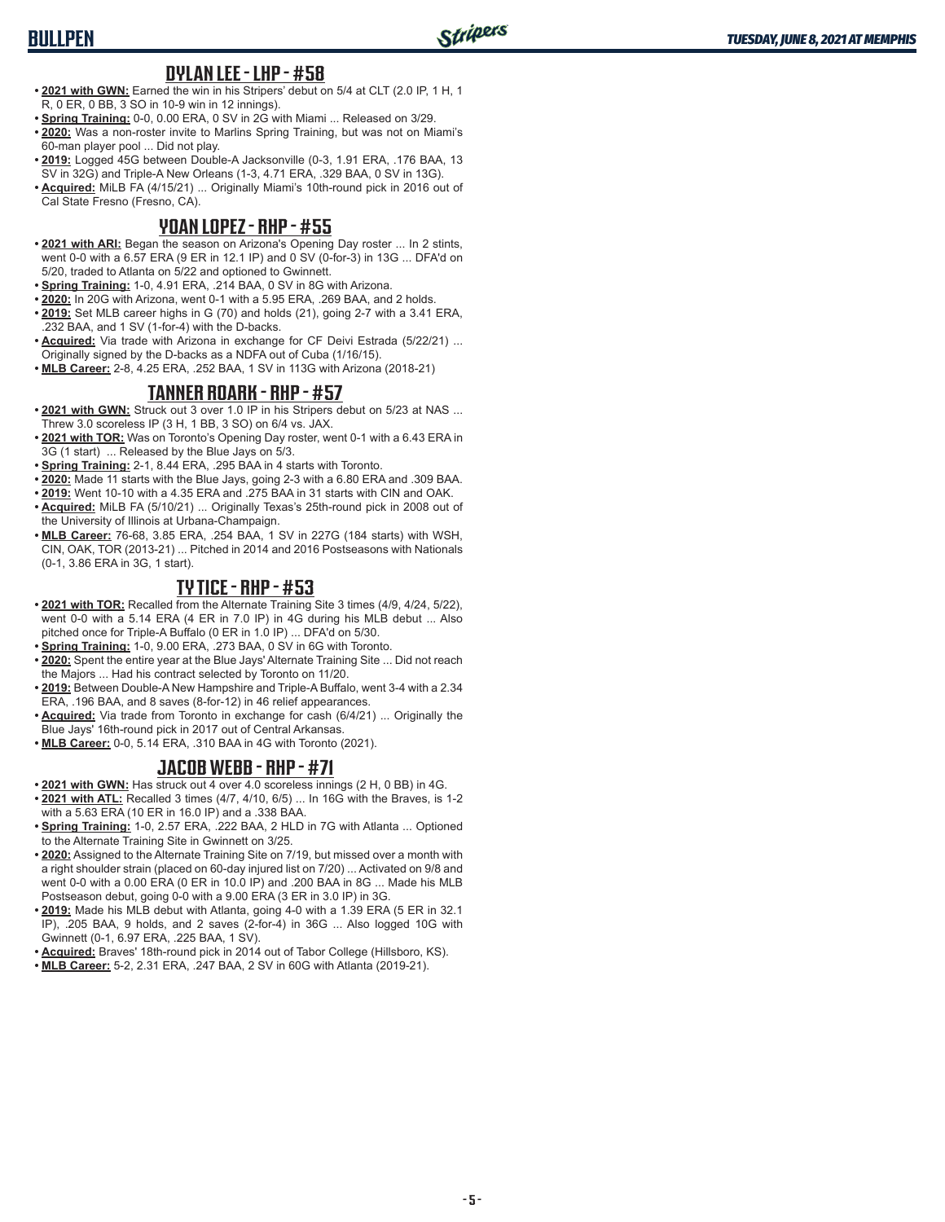## DYLAN LEE - LHP - #58

- **2021 with GWN:** Earned the win in his Stripers' debut on 5/4 at CLT (2.0 IP, 1 H, 1 R, 0 ER, 0 BB, 3 SO in 10-9 win in 12 innings).
- **Spring Training:** 0-0, 0.00 ERA, 0 SV in 2G with Miami ... Released on 3/29.
- **2020:** Was a non-roster invite to Marlins Spring Training, but was not on Miami's 60-man player pool ... Did not play.
- **2019:** Logged 45G between Double-A Jacksonville (0-3, 1.91 ERA, .176 BAA, 13 SV in 32G) and Triple-A New Orleans (1-3, 4.71 ERA, .329 BAA, 0 SV in 13G).
- **Acquired:** MiLB FA (4/15/21) ... Originally Miami's 10th-round pick in 2016 out of Cal State Fresno (Fresno, CA).

## YOAN LOPEZ - RHP - #55

- **2021 with ARI:** Began the season on Arizona's Opening Day roster ... In 2 stints, went 0-0 with a 6.57 ERA (9 ER in 12.1 IP) and 0 SV (0-for-3) in 13G ... DFA'd on 5/20, traded to Atlanta on 5/22 and optioned to Gwinnett.
- **Spring Training:** 1-0, 4.91 ERA, .214 BAA, 0 SV in 8G with Arizona.
- **2020:** In 20G with Arizona, went 0-1 with a 5.95 ERA, .269 BAA, and 2 holds.
- **2019:** Set MLB career highs in G (70) and holds (21), going 2-7 with a 3.41 ERA, .232 BAA, and 1 SV (1-for-4) with the D-backs.
- **Acquired:** Via trade with Arizona in exchange for CF Deivi Estrada (5/22/21) ... Originally signed by the D-backs as a NDFA out of Cuba (1/16/15).
- **MLB Career:** 2-8, 4.25 ERA, .252 BAA, 1 SV in 113G with Arizona (2018-21)

## TANNER ROARK - RHP - #57

- **2021 with GWN:** Struck out 3 over 1.0 IP in his Stripers debut on 5/23 at NAS ... Threw 3.0 scoreless IP (3 H, 1 BB, 3 SO) on 6/4 vs. JAX.
- **2021 with TOR:** Was on Toronto's Opening Day roster, went 0-1 with a 6.43 ERA in 3G (1 start) ... Released by the Blue Jays on 5/3.
- **Spring Training:** 2-1, 8.44 ERA, .295 BAA in 4 starts with Toronto.
- **2020:** Made 11 starts with the Blue Jays, going 2-3 with a 6.80 ERA and .309 BAA.
- **2019:** Went 10-10 with a 4.35 ERA and .275 BAA in 31 starts with CIN and OAK.
- **Acquired:** MiLB FA (5/10/21) ... Originally Texas's 25th-round pick in 2008 out of the University of Illinois at Urbana-Champaign.
- **MLB Career:** 76-68, 3.85 ERA, .254 BAA, 1 SV in 227G (184 starts) with WSH, CIN, OAK, TOR (2013-21) ... Pitched in 2014 and 2016 Postseasons with Nationals (0-1, 3.86 ERA in 3G, 1 start).

## TY TICE - RHP - #53

- **2021 with TOR:** Recalled from the Alternate Training Site 3 times (4/9, 4/24, 5/22), went 0-0 with a 5.14 ERA (4 ER in 7.0 IP) in 4G during his MLB debut ... Also pitched once for Triple-A Buffalo (0 ER in 1.0 IP) ... DFA'd on 5/30.
- **Spring Training:** 1-0, 9.00 ERA, .273 BAA, 0 SV in 6G with Toronto.
- **2020:** Spent the entire year at the Blue Jays' Alternate Training Site ... Did not reach the Majors ... Had his contract selected by Toronto on 11/20.
- **2019:** Between Double-A New Hampshire and Triple-A Buffalo, went 3-4 with a 2.34 ERA, .196 BAA, and 8 saves (8-for-12) in 46 relief appearances.
- **Acquired:** Via trade from Toronto in exchange for cash (6/4/21) ... Originally the Blue Jays' 16th-round pick in 2017 out of Central Arkansas.
- **MLB Career:** 0-0, 5.14 ERA, .310 BAA in 4G with Toronto (2021).

## JACOB WEBB - RHP - #71

- **2021 with GWN:** Has struck out 4 over 4.0 scoreless innings (2 H, 0 BB) in 4G.
- **2021 with ATL:** Recalled 3 times (4/7, 4/10, 6/5) ... In 16G with the Braves, is 1-2 with a 5.63 ERA (10 ER in 16.0 IP) and a .338 BAA.
- **Spring Training:** 1-0, 2.57 ERA, .222 BAA, 2 HLD in 7G with Atlanta ... Optioned to the Alternate Training Site in Gwinnett on 3/25.
- **2020:** Assigned to the Alternate Training Site on 7/19, but missed over a month with a right shoulder strain (placed on 60-day injured list on 7/20) ... Activated on 9/8 and went 0-0 with a 0.00 ERA (0 ER in 10.0 IP) and .200 BAA in 8G ... Made his MLB Postseason debut, going 0-0 with a 9.00 ERA (3 ER in 3.0 IP) in 3G.
- **2019:** Made his MLB debut with Atlanta, going 4-0 with a 1.39 ERA (5 ER in 32.1 IP), .205 BAA, 9 holds, and 2 saves (2-for-4) in 36G ... Also logged 10G with Gwinnett (0-1, 6.97 ERA, .225 BAA, 1 SV).
- **Acquired:** Braves' 18th-round pick in 2014 out of Tabor College (Hillsboro, KS).
- **MLB Career:** 5-2, 2.31 ERA, .247 BAA, 2 SV in 60G with Atlanta (2019-21).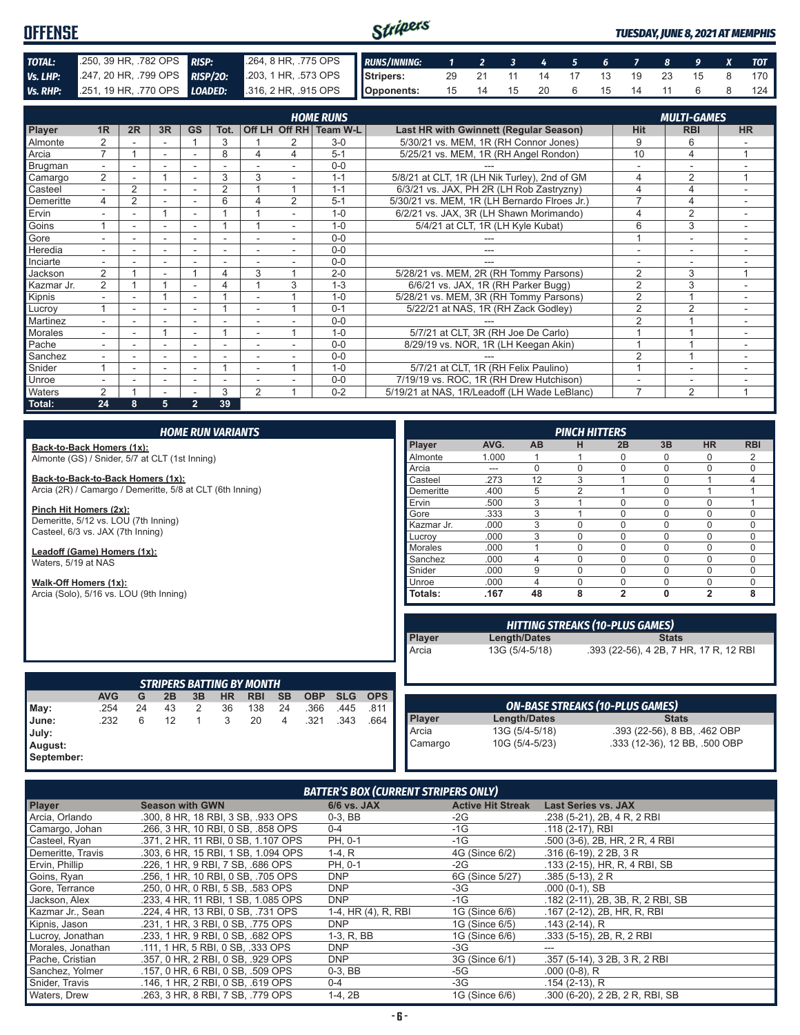# OFFENSE

*TUESDAY, JUNE 8, 2021 AT MEMPHIS*

| | | | |
|---|---|---|---|
| **TOTAL:** | .250, 39 HR, .782 OPS | **RISP:** | .264, 8 HR, .775 OPS |
| **Vs. LHP:** | .247, 20 HR, .799 OPS | **RISP/2O:** | .203, 1 HR, .573 OPS |
| **Vs. RHP:** | .251, 19 HR, .770 OPS | **LOADED:** | .316, 2 HR, .915 OPS |

| RUNS/INNING: | 1 | 2 | 3 | 4 | 5 | 6 | 7 | 8 | 9 | X | TOT |
|---|---|---|---|---|---|---|---|---|---|---|---|
| Stripers: | 29 | 21 | 11 | 14 | 17 | 13 | 19 | 23 | 15 | 8 | 170 |
| Opponents: | 15 | 14 | 15 | 20 | 6 | 15 | 14 | 11 | 6 | 8 | 124 |

## HOME RUNS / MULTI-GAMES

| Player | 1R | 2R | 3R | GS | Tot. | Off LH | Off RH | Team W-L | Last HR with Gwinnett (Regular Season) | Hit | RBI | HR |
|---|---|---|---|---|---|---|---|---|---|---|---|---|
| Almonte | 2 | - | - | 1 | 3 | 1 | 2 | 3-0 | 5/30/21 vs. MEM, 1R (RH Connor Jones) | 9 | 6 | - |
| Arcia | 7 | 1 | - | - | 8 | 4 | 4 | 5-1 | 5/25/21 vs. MEM, 1R (RH Angel Rondon) | 10 | 4 | 1 |
| Brugman | - | - | - | - | - | - | - | 0-0 | --- | - | - | - |
| Camargo | 2 | - | 1 | - | 3 | 3 | - | 1-1 | 5/8/21 at CLT, 1R (LH Nik Turley), 2nd of GM | 4 | 2 | 1 |
| Casteel | - | 2 | - | - | 2 | 1 | 1 | 1-1 | 6/3/21 vs. JAX, PH 2R (LH Rob Zastryzny) | 4 | 4 | - |
| Demeritte | 4 | 2 | - | - | 6 | 4 | 2 | 5-1 | 5/30/21 vs. MEM, 1R (LH Bernardo Flroes Jr.) | 7 | 4 | - |
| Ervin | - | - | 1 | - | 1 | 1 | - | 1-0 | 6/2/21 vs. JAX, 3R (LH Shawn Morimando) | 4 | 2 | - |
| Goins | 1 | - | - | - | 1 | 1 | - | 1-0 | 5/4/21 at CLT, 1R (LH Kyle Kubat) | 6 | 3 | - |
| Gore | - | - | - | - | - | - | - | 0-0 | --- | 1 | - | - |
| Heredia | - | - | - | - | - | - | - | 0-0 | --- | - | - | - |
| Inciarte | - | - | - | - | - | - | - | 0-0 | --- | - | - | - |
| Jackson | 2 | 1 | - | 1 | 4 | 3 | 1 | 2-0 | 5/28/21 vs. MEM, 2R (RH Tommy Parsons) | 2 | 3 | 1 |
| Kazmar Jr. | 2 | 1 | 1 | - | 4 | 1 | 3 | 1-3 | 6/6/21 vs. JAX, 1R (RH Parker Bugg) | 2 | 3 | - |
| Kipnis | - | - | 1 | - | 1 | - | 1 | 1-0 | 5/28/21 vs. MEM, 3R (RH Tommy Parsons) | 2 | 1 | - |
| Lucroy | 1 | - | - | - | 1 | - | 1 | 0-1 | 5/22/21 at NAS, 1R (RH Zack Godley) | 2 | 2 | - |
| Martinez | - | - | - | - | - | - | - | 0-0 | --- | 2 | 1 | - |
| Morales | - | - | 1 | - | 1 | - | 1 | 1-0 | 5/7/21 at CLT, 3R (RH Joe De Carlo) | 1 | 1 | - |
| Pache | - | - | - | - | - | - | - | 0-0 | 8/29/19 vs. NOR, 1R (LH Keegan Akin) | 1 | 1 | - |
| Sanchez | - | - | - | - | - | - | - | 0-0 | --- | 2 | 1 | - |
| Snider | 1 | - | - | - | 1 | - | 1 | 1-0 | 5/7/21 at CLT, 1R (RH Felix Paulino) | 1 | - | - |
| Unroe | - | - | - | - | - | - | - | 0-0 | 7/19/19 vs. ROC, 1R (RH Drew Hutchison) | - | - | - |
| Waters | 2 | 1 | - | - | 3 | 2 | 1 | 0-2 | 5/19/21 at NAS, 1R/Leadoff (LH Wade LeBlanc) | 7 | 2 | 1 |
| **Total:** | **24** | **8** | **5** | **2** | **39** | | | | | | | |

## HOME RUN VARIANTS

**Back-to-Back Homers (1x):**
Almonte (GS) / Snider, 5/7 at CLT (1st Inning)

**Back-to-Back-to-Back Homers (1x):**
Arcia (2R) / Camargo / Demeritte, 5/8 at CLT (6th Inning)

**Pinch Hit Homers (2x):**
Demeritte, 5/12 vs. LOU (7th Inning)
Casteel, 6/3 vs. JAX (7th Inning)

**Leadoff (Game) Homers (1x):**
Waters, 5/19 at NAS

**Walk-Off Homers (1x):**
Arcia (Solo), 5/16 vs. LOU (9th Inning)

## PINCH HITTERS

| Player | AVG. | AB | H | 2B | 3B | HR | RBI |
|---|---|---|---|---|---|---|---|
| Almonte | 1.000 | 1 | 1 | 0 | 0 | 0 | 2 |
| Arcia | --- | 0 | 0 | 0 | 0 | 0 | 0 |
| Casteel | .273 | 12 | 3 | 1 | 0 | 1 | 4 |
| Demeritte | .400 | 5 | 2 | 1 | 0 | 1 | 1 |
| Ervin | .500 | 3 | 1 | 0 | 0 | 0 | 1 |
| Gore | .333 | 3 | 1 | 0 | 0 | 0 | 0 |
| Kazmar Jr. | .000 | 3 | 0 | 0 | 0 | 0 | 0 |
| Lucroy | .000 | 3 | 0 | 0 | 0 | 0 | 0 |
| Morales | .000 | 1 | 0 | 0 | 0 | 0 | 0 |
| Sanchez | .000 | 4 | 0 | 0 | 0 | 0 | 0 |
| Snider | .000 | 9 | 0 | 0 | 0 | 0 | 0 |
| Unroe | .000 | 4 | 0 | 0 | 0 | 0 | 0 |
| **Totals:** | **.167** | **48** | **8** | **2** | **0** | **2** | **8** |

## HITTING STREAKS (10-PLUS GAMES)

| Player | Length/Dates | Stats |
|---|---|---|
| Arcia | 13G (5/4-5/18) | .393 (22-56), 4 2B, 7 HR, 17 R, 12 RBI |

## STRIPERS BATTING BY MONTH

| | AVG | G | 2B | 3B | HR | RBI | SB | OBP | SLG | OPS |
|---|---|---|---|---|---|---|---|---|---|---|
| May: | .254 | 24 | 43 | 2 | 36 | 138 | 24 | .366 | .445 | .811 |
| June: | .232 | 6 | 12 | 1 | 3 | 20 | 4 | .321 | .343 | .664 |
| July: | | | | | | | | | | |
| August: | | | | | | | | | | |
| September: | | | | | | | | | | |

## ON-BASE STREAKS (10-PLUS GAMES)

| Player | Length/Dates | Stats |
|---|---|---|
| Arcia | 13G (5/4-5/18) | .393 (22-56), 8 BB, .462 OBP |
| Camargo | 10G (5/4-5/23) | .333 (12-36), 12 BB, .500 OBP |

## BATTER'S BOX (CURRENT STRIPERS ONLY)

| Player | Season with GWN | 6/6 vs. JAX | Active Hit Streak | Last Series vs. JAX |
|---|---|---|---|---|
| Arcia, Orlando | .300, 8 HR, 18 RBI, 3 SB, .933 OPS | 0-3, BB | -2G | .238 (5-21), 2B, 4 R, 2 RBI |
| Camargo, Johan | .266, 3 HR, 10 RBI, 0 SB, .858 OPS | 0-4 | -1G | .118 (2-17), RBI |
| Casteel, Ryan | .371, 2 HR, 11 RBI, 0 SB, 1.107 OPS | PH, 0-1 | -1G | .500 (3-6), 2B, HR, 2 R, 4 RBI |
| Demeritte, Travis | .303, 6 HR, 15 RBI, 1 SB, 1.094 OPS | 1-4, R | 4G (Since 6/2) | .316 (6-19), 2 2B, 3 R |
| Ervin, Phillip | .226, 1 HR, 9 RBI, 7 SB, .686 OPS | PH, 0-1 | -2G | .133 (2-15), HR, R, 4 RBI, SB |
| Goins, Ryan | .256, 1 HR, 10 RBI, 0 SB, .705 OPS | DNP | 6G (Since 5/27) | .385 (5-13), 2 R |
| Gore, Terrance | .250, 0 HR, 0 RBI, 5 SB, .583 OPS | DNP | -3G | .000 (0-1), SB |
| Jackson, Alex | .233, 4 HR, 11 RBI, 1 SB, 1.085 OPS | DNP | -1G | .182 (2-11), 2B, 3B, R, 2 RBI, SB |
| Kazmar Jr., Sean | .224, 4 HR, 13 RBI, 0 SB, .731 OPS | 1-4, HR (4), R, RBI | 1G (Since 6/6) | .167 (2-12), 2B, HR, R, RBI |
| Kipnis, Jason | .231, 1 HR, 3 RBI, 0 SB, .775 OPS | DNP | 1G (Since 6/5) | .143 (2-14), R |
| Lucroy, Jonathan | .233, 1 HR, 9 RBI, 0 SB, .682 OPS | 1-3, R, BB | 1G (Since 6/6) | .333 (5-15), 2B, R, 2 RBI |
| Morales, Jonathan | .111, 1 HR, 5 RBI, 0 SB, .333 OPS | DNP | -3G | --- |
| Pache, Cristian | .357, 0 HR, 2 RBI, 0 SB, .929 OPS | DNP | 3G (Since 6/1) | .357 (5-14), 3 2B, 3 R, 2 RBI |
| Sanchez, Yolmer | .157, 0 HR, 6 RBI, 0 SB, .509 OPS | 0-3, BB | -5G | .000 (0-8), R |
| Snider, Travis | .146, 1 HR, 2 RBI, 0 SB, .619 OPS | 0-4 | -3G | .154 (2-13), R |
| Waters, Drew | .263, 3 HR, 8 RBI, 7 SB, .779 OPS | 1-4, 2B | 1G (Since 6/6) | .300 (6-20), 2 2B, 2 R, RBI, SB |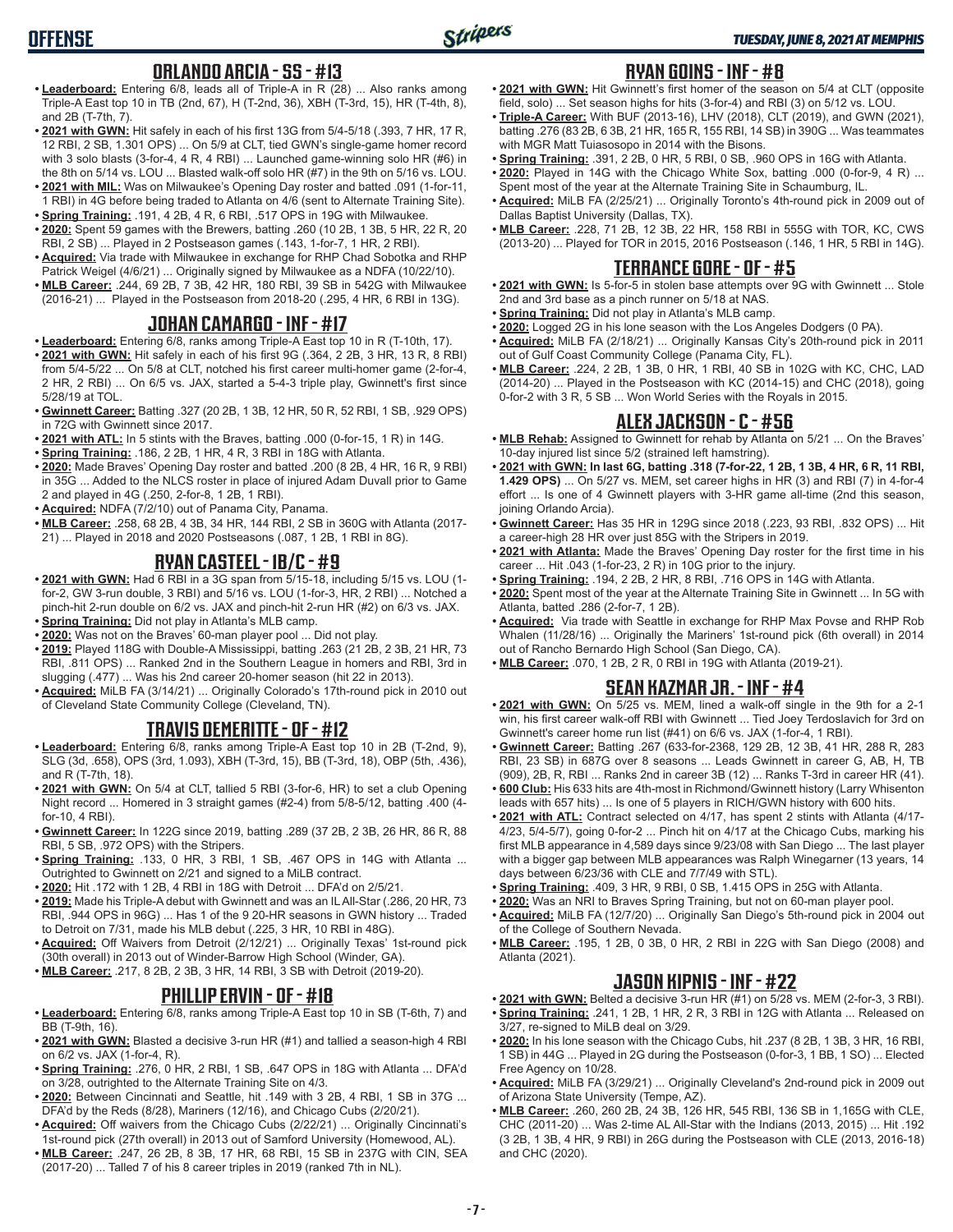# OFFENSE

*TUESDAY, JUNE 8, 2021 AT MEMPHIS*

## ORLANDO ARCIA - SS - #13

- **Leaderboard:** Entering 6/8, leads all of Triple-A in R (28) ... Also ranks among Triple-A East top 10 in TB (2nd, 67), H (T-2nd, 36), XBH (T-3rd, 15), HR (T-4th, 8), and 2B (T-7th, 7).
- **2021 with GWN:** Hit safely in each of his first 13G from 5/4-5/18 (.393, 7 HR, 17 R, 12 RBI, 2 SB, 1.301 OPS) ... On 5/9 at CLT, tied GWN's single-game homer record with 3 solo blasts (3-for-4, 4 R, 4 RBI) ... Launched game-winning solo HR (#6) in the 8th on 5/14 vs. LOU ... Blasted walk-off solo HR (#7) in the 9th on 5/16 vs. LOU.
- **2021 with MIL:** Was on Milwaukee's Opening Day roster and batted .091 (1-for-11, 1 RBI) in 4G before being traded to Atlanta on 4/6 (sent to Alternate Training Site).
- **Spring Training:** .191, 4 2B, 4 R, 6 RBI, .517 OPS in 19G with Milwaukee.
- **2020:** Spent 59 games with the Brewers, batting .260 (10 2B, 1 3B, 5 HR, 22 R, 20 RBI, 2 SB) ... Played in 2 Postseason games (.143, 1-for-7, 1 HR, 2 RBI).
- **Acquired:** Via trade with Milwaukee in exchange for RHP Chad Sobotka and RHP Patrick Weigel (4/6/21) ... Originally signed by Milwaukee as a NDFA (10/22/10).
- **MLB Career:** .244, 69 2B, 7 3B, 42 HR, 180 RBI, 39 SB in 542G with Milwaukee (2016-21) ... Played in the Postseason from 2018-20 (.295, 4 HR, 6 RBI in 13G).

## JOHAN CAMARGO - INF - #17

- **Leaderboard:** Entering 6/8, ranks among Triple-A East top 10 in R (T-10th, 17).
- **2021 with GWN:** Hit safely in each of his first 9G (.364, 2 2B, 3 HR, 13 R, 8 RBI) from 5/4-5/22 ... On 5/8 at CLT, notched his first career multi-homer game (2-for-4, 2 HR, 2 RBI) ... On 6/5 vs. JAX, started a 5-4-3 triple play, Gwinnett's first since 5/28/19 at TOL.
- **Gwinnett Career:** Batting .327 (20 2B, 1 3B, 12 HR, 50 R, 52 RBI, 1 SB, .929 OPS) in 72G with Gwinnett since 2017.
- **2021 with ATL:** In 5 stints with the Braves, batting .000 (0-for-15, 1 R) in 14G.
- **Spring Training:** .186, 2 2B, 1 HR, 4 R, 3 RBI in 18G with Atlanta.
- **2020:** Made Braves' Opening Day roster and batted .200 (8 2B, 4 HR, 16 R, 9 RBI) in 35G ... Added to the NLCS roster in place of injured Adam Duvall prior to Game 2 and played in 4G (.250, 2-for-8, 1 2B, 1 RBI).
- **Acquired:** NDFA (7/2/10) out of Panama City, Panama.
- **MLB Career:** .258, 68 2B, 4 3B, 34 HR, 144 RBI, 2 SB in 360G with Atlanta (2017-21) ... Played in 2018 and 2020 Postseasons (.087, 1 2B, 1 RBI in 8G).

## RYAN CASTEEL - 1B/C - #9

- **2021 with GWN:** Had 6 RBI in a 3G span from 5/15-18, including 5/15 vs. LOU (1-for-2, GW 3-run double, 3 RBI) and 5/16 vs. LOU (1-for-3, HR, 2 RBI) ... Notched a pinch-hit 2-run double on 6/2 vs. JAX and pinch-hit 2-run HR (#2) on 6/3 vs. JAX.
- **Spring Training:** Did not play in Atlanta's MLB camp.
- **2020:** Was not on the Braves' 60-man player pool ... Did not play.
- **2019:** Played 118G with Double-A Mississippi, batting .263 (21 2B, 2 3B, 21 HR, 73 RBI, .811 OPS) ... Ranked 2nd in the Southern League in homers and RBI, 3rd in slugging (.477) ... Was his 2nd career 20-homer season (hit 22 in 2013).
- **Acquired:** MiLB FA (3/14/21) ... Originally Colorado's 17th-round pick in 2010 out of Cleveland State Community College (Cleveland, TN).

## TRAVIS DEMERITTE - OF - #12

- **Leaderboard:** Entering 6/8, ranks among Triple-A East top 10 in 2B (T-2nd, 9), SLG (3rd, .658), OPS (3rd, 1.093), XBH (T-3rd, 15), BB (T-3rd, 18), OBP (5th, .436), and R (T-7th, 18).
- **2021 with GWN:** On 5/4 at CLT, tallied 5 RBI (3-for-6, HR) to set a club Opening Night record ... Homered in 3 straight games (#2-4) from 5/8-5/12, batting .400 (4-for-10, 4 RBI).
- **Gwinnett Career:** In 122G since 2019, batting .289 (37 2B, 2 3B, 26 HR, 86 R, 88 RBI, 5 SB, .972 OPS) with the Stripers.
- **Spring Training:** .133, 0 HR, 3 RBI, 1 SB, .467 OPS in 14G with Atlanta ... Outrighted to Gwinnett on 2/21 and signed to a MiLB contract.
- **2020:** Hit .172 with 1 2B, 4 RBI in 18G with Detroit ... DFA'd on 2/5/21.
- **2019:** Made his Triple-A debut with Gwinnett and was an IL All-Star (.286, 20 HR, 73 RBI, .944 OPS in 96G) ... Has 1 of the 9 20-HR seasons in GWN history ... Traded to Detroit on 7/31, made his MLB debut (.225, 3 HR, 10 RBI in 48G).
- **Acquired:** Off Waivers from Detroit (2/12/21) ... Originally Texas' 1st-round pick (30th overall) in 2013 out of Winder-Barrow High School (Winder, GA).
- **MLB Career:** .217, 8 2B, 2 3B, 3 HR, 14 RBI, 3 SB with Detroit (2019-20).

## PHILLIP ERVIN - OF - #18

- **Leaderboard:** Entering 6/8, ranks among Triple-A East top 10 in SB (T-6th, 7) and BB (T-9th, 16).
- **2021 with GWN:** Blasted a decisive 3-run HR (#1) and tallied a season-high 4 RBI on 6/2 vs. JAX (1-for-4, R).
- **Spring Training:** .276, 0 HR, 2 RBI, 1 SB, .647 OPS in 18G with Atlanta ... DFA'd on 3/28, outrighted to the Alternate Training Site on 4/3.
- **2020:** Between Cincinnati and Seattle, hit .149 with 3 2B, 4 RBI, 1 SB in 37G ... DFA'd by the Reds (8/28), Mariners (12/16), and Chicago Cubs (2/20/21).
- **Acquired:** Off waivers from the Chicago Cubs (2/22/21) ... Originally Cincinnati's 1st-round pick (27th overall) in 2013 out of Samford University (Homewood, AL).
- **MLB Career:** .247, 26 2B, 8 3B, 17 HR, 68 RBI, 15 SB in 237G with CIN, SEA (2017-20) ... Talled 7 of his 8 career triples in 2019 (ranked 7th in NL).

## RYAN GOINS - INF - #8

- **2021 with GWN:** Hit Gwinnett's first homer of the season on 5/4 at CLT (opposite field, solo) ... Set season highs for hits (3-for-4) and RBI (3) on 5/12 vs. LOU.
- **Triple-A Career:** With BUF (2013-16), LHV (2018), CLT (2019), and GWN (2021), batting .276 (83 2B, 6 3B, 21 HR, 165 R, 155 RBI, 14 SB) in 390G ... Was teammates with MGR Matt Tuiasosopo in 2014 with the Bisons.
- **Spring Training:** .391, 2 2B, 0 HR, 5 RBI, 0 SB, .960 OPS in 16G with Atlanta.
- **2020:** Played in 14G with the Chicago White Sox, batting .000 (0-for-9, 4 R) ... Spent most of the year at the Alternate Training Site in Schaumburg, IL.
- **Acquired:** MiLB FA (2/25/21) ... Originally Toronto's 4th-round pick in 2009 out of Dallas Baptist University (Dallas, TX).
- **MLB Career:** .228, 71 2B, 12 3B, 22 HR, 158 RBI in 555G with TOR, KC, CWS (2013-20) ... Played for TOR in 2015, 2016 Postseason (.146, 1 HR, 5 RBI in 14G).

## TERRANCE GORE - OF - #5

- **2021 with GWN:** Is 5-for-5 in stolen base attempts over 9G with Gwinnett ... Stole 2nd and 3rd base as a pinch runner on 5/18 at NAS.
- **Spring Training:** Did not play in Atlanta's MLB camp.
- **2020:** Logged 2G in his lone season with the Los Angeles Dodgers (0 PA).
- **Acquired:** MiLB FA (2/18/21) ... Originally Kansas City's 20th-round pick in 2011 out of Gulf Coast Community College (Panama City, FL).
- **MLB Career:** .224, 2 2B, 1 3B, 0 HR, 1 RBI, 40 SB in 102G with KC, CHC, LAD (2014-20) ... Played in the Postseason with KC (2014-15) and CHC (2018), going 0-for-2 with 3 R, 5 SB ... Won World Series with the Royals in 2015.

## ALEX JACKSON - C - #56

- **MLB Rehab:** Assigned to Gwinnett for rehab by Atlanta on 5/21 ... On the Braves' 10-day injured list since 5/2 (strained left hamstring).
- **2021 with GWN: In last 6G, batting .318 (7-for-22, 1 2B, 1 3B, 4 HR, 6 R, 11 RBI, 1.429 OPS)** ... On 5/27 vs. MEM, set career highs in HR (3) and RBI (7) in 4-for-4 effort ... Is one of 4 Gwinnett players with 3-HR game all-time (2nd this season, joining Orlando Arcia).
- **Gwinnett Career:** Has 35 HR in 129G since 2018 (.223, 93 RBI, .832 OPS) ... Hit a career-high 28 HR over just 85G with the Stripers in 2019.
- **2021 with Atlanta:** Made the Braves' Opening Day roster for the first time in his career ... Hit .043 (1-for-23, 2 R) in 10G prior to the injury.
- **Spring Training:** .194, 2 2B, 2 HR, 8 RBI, .716 OPS in 14G with Atlanta.
- **2020:** Spent most of the year at the Alternate Training Site in Gwinnett ... In 5G with Atlanta, batted .286 (2-for-7, 1 2B).
- **Acquired:** Via trade with Seattle in exchange for RHP Max Povse and RHP Rob Whalen (11/28/16) ... Originally the Mariners' 1st-round pick (6th overall) in 2014 out of Rancho Bernardo High School (San Diego, CA).
- **MLB Career:** .070, 1 2B, 2 R, 0 RBI in 19G with Atlanta (2019-21).

## SEAN KAZMAR JR. - INF - #4

- **2021 with GWN:** On 5/25 vs. MEM, lined a walk-off single in the 9th for a 2-1 win, his first career walk-off RBI with Gwinnett ... Tied Joey Terdoslavich for 3rd on Gwinnett's career home run list (#41) on 6/6 vs. JAX (1-for-4, 1 RBI).
- **Gwinnett Career:** Batting .267 (633-for-2368, 129 2B, 12 3B, 41 HR, 288 R, 283 RBI, 23 SB) in 687G over 8 seasons ... Leads Gwinnett in career G, AB, H, TB (909), 2B, R, RBI ... Ranks 2nd in career 3B (12) ... Ranks T-3rd in career HR (41).
- **600 Club:** His 633 hits are 4th-most in Richmond/Gwinnett history (Larry Whisenton leads with 657 hits) ... Is one of 5 players in RICH/GWN history with 600 hits.
- **2021 with ATL:** Contract selected on 4/17, has spent 2 stints with Atlanta (4/17-4/23, 5/4-5/7), going 0-for-2 ... Pinch hit on 4/17 at the Chicago Cubs, marking his first MLB appearance in 4,589 days since 9/23/08 with San Diego ... The last player with a bigger gap between MLB appearances was Ralph Winegarner (13 years, 14 days between 6/23/36 with CLE and 7/7/49 with STL).
- **Spring Training:** .409, 3 HR, 9 RBI, 0 SB, 1.415 OPS in 25G with Atlanta.
- **2020:** Was an NRI to Braves Spring Training, but not on 60-man player pool.
- **Acquired:** MiLB FA (12/7/20) ... Originally San Diego's 5th-round pick in 2004 out of the College of Southern Nevada.
- **MLB Career:** .195, 1 2B, 0 3B, 0 HR, 2 RBI in 22G with San Diego (2008) and Atlanta (2021).

## JASON KIPNIS - INF - #22

- **2021 with GWN:** Belted a decisive 3-run HR (#1) on 5/28 vs. MEM (2-for-3, 3 RBI).
- **Spring Training:** .241, 1 2B, 1 HR, 2 R, 3 RBI in 12G with Atlanta ... Released on 3/27, re-signed to MiLB deal on 3/29.
- **2020:** In his lone season with the Chicago Cubs, hit .237 (8 2B, 1 3B, 3 HR, 16 RBI, 1 SB) in 44G ... Played in 2G during the Postseason (0-for-3, 1 BB, 1 SO) ... Elected Free Agency on 10/28.
- **Acquired:** MiLB FA (3/29/21) ... Originally Cleveland's 2nd-round pick in 2009 out of Arizona State University (Tempe, AZ).
- **MLB Career:** .260, 260 2B, 24 3B, 126 HR, 545 RBI, 136 SB in 1,165G with CLE, CHC (2011-20) ... Was 2-time AL All-Star with the Indians (2013, 2015) ... Hit .192 (3 2B, 1 3B, 4 HR, 9 RBI) in 26G during the Postseason with CLE (2013, 2016-18) and CHC (2020).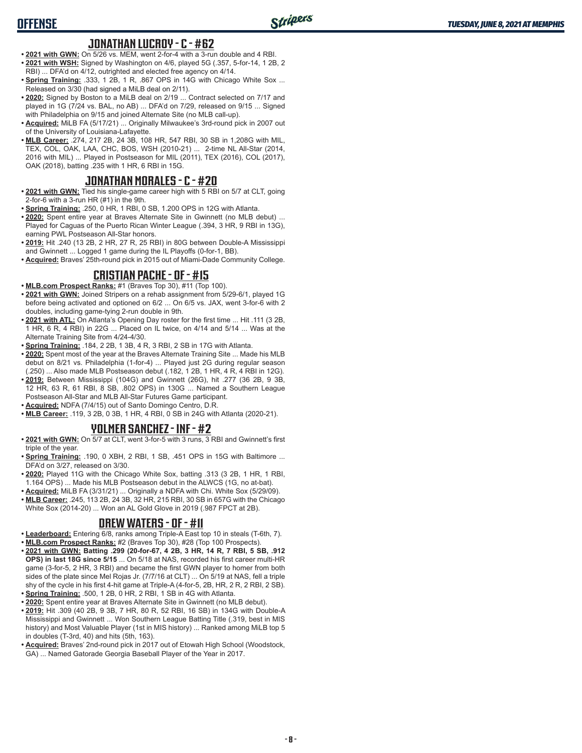## OFFENSE

### JONATHAN LUCROY - C - #62

- **2021 with GWN:** On 5/26 vs. MEM, went 2-for-4 with a 3-run double and 4 RBI.
- **2021 with WSH:** Signed by Washington on 4/6, played 5G (.357, 5-for-14, 1 2B, 2 RBI) ... DFA'd on 4/12, outrighted and elected free agency on 4/14.
- **Spring Training:** .333, 1 2B, 1 R, .867 OPS in 14G with Chicago White Sox ... Released on 3/30 (had signed a MiLB deal on 2/11).
- **2020:** Signed by Boston to a MiLB deal on 2/19 ... Contract selected on 7/17 and played in 1G (7/24 vs. BAL, no AB) ... DFA'd on 7/29, released on 9/15 ... Signed with Philadelphia on 9/15 and joined Alternate Site (no MLB call-up).
- **Acquired:** MiLB FA (5/17/21) ... Originally Milwaukee's 3rd-round pick in 2007 out of the University of Louisiana-Lafayette.
- **MLB Career:** .274, 217 2B, 24 3B, 108 HR, 547 RBI, 30 SB in 1,208G with MIL, TEX, COL, OAK, LAA, CHC, BOS, WSH (2010-21) ... 2-time NL All-Star (2014, 2016 with MIL) ... Played in Postseason for MIL (2011), TEX (2016), COL (2017), OAK (2018), batting .235 with 1 HR, 6 RBI in 15G.

### JONATHAN MORALES - C - #20

- **2021 with GWN:** Tied his single-game career high with 5 RBI on 5/7 at CLT, going 2-for-6 with a 3-run HR (#1) in the 9th.
- **Spring Training:** .250, 0 HR, 1 RBI, 0 SB, 1.200 OPS in 12G with Atlanta.
- **2020:** Spent entire year at Braves Alternate Site in Gwinnett (no MLB debut) ... Played for Caguas of the Puerto Rican Winter League (.394, 3 HR, 9 RBI in 13G), earning PWL Postseason All-Star honors.
- **2019:** Hit .240 (13 2B, 2 HR, 27 R, 25 RBI) in 80G between Double-A Mississippi and Gwinnett ... Logged 1 game during the IL Playoffs (0-for-1, BB).
- **Acquired:** Braves' 25th-round pick in 2015 out of Miami-Dade Community College.

### CRISTIAN PACHE - OF - #15

- **MLB.com Prospect Ranks:** #1 (Braves Top 30), #11 (Top 100).
- **2021 with GWN:** Joined Stripers on a rehab assignment from 5/29-6/1, played 1G before being activated and optioned on 6/2 ... On 6/5 vs. JAX, went 3-for-6 with 2 doubles, including game-tying 2-run double in 9th.
- **2021 with ATL:** On Atlanta's Opening Day roster for the first time ... Hit .111 (3 2B, 1 HR, 6 R, 4 RBI) in 22G ... Placed on IL twice, on 4/14 and 5/14 ... Was at the Alternate Training Site from 4/24-4/30.
- **Spring Training:** .184, 2 2B, 1 3B, 4 R, 3 RBI, 2 SB in 17G with Atlanta.
- **2020:** Spent most of the year at the Braves Alternate Training Site ... Made his MLB debut on 8/21 vs. Philadelphia (1-for-4) ... Played just 2G during regular season (.250) ... Also made MLB Postseason debut (.182, 1 2B, 1 HR, 4 R, 4 RBI in 12G).
- **2019:** Between Mississippi (104G) and Gwinnett (26G), hit .277 (36 2B, 9 3B, 12 HR, 63 R, 61 RBI, 8 SB, .802 OPS) in 130G ... Named a Southern League Postseason All-Star and MLB All-Star Futures Game participant.
- **Acquired:** NDFA (7/4/15) out of Santo Domingo Centro, D.R.
- **MLB Career:** .119, 3 2B, 0 3B, 1 HR, 4 RBI, 0 SB in 24G with Atlanta (2020-21).

### YOLMER SANCHEZ - INF - #2

- **2021 with GWN:** On 5/7 at CLT, went 3-for-5 with 3 runs, 3 RBI and Gwinnett's first triple of the year.
- **Spring Training:** .190, 0 XBH, 2 RBI, 1 SB, .451 OPS in 15G with Baltimore ... DFA'd on 3/27, released on 3/30.
- **2020:** Played 11G with the Chicago White Sox, batting .313 (3 2B, 1 HR, 1 RBI, 1.164 OPS) ... Made his MLB Postseason debut in the ALWCS (1G, no at-bat).
- **Acquired:** MiLB FA (3/31/21) ... Originally a NDFA with Chi. White Sox (5/29/09).
- **MLB Career:** .245, 113 2B, 24 3B, 32 HR, 215 RBI, 30 SB in 657G with the Chicago White Sox (2014-20) ... Won an AL Gold Glove in 2019 (.987 FPCT at 2B).

### DREW WATERS - OF - #11

- **Leaderboard:** Entering 6/8, ranks among Triple-A East top 10 in steals (T-6th, 7).
- **MLB.com Prospect Ranks:** #2 (Braves Top 30), #28 (Top 100 Prospects).
- **2021 with GWN: Batting .299 (20-for-67, 4 2B, 3 HR, 14 R, 7 RBI, 5 SB, .912 OPS) in last 18G since 5/15** ... On 5/18 at NAS, recorded his first career multi-HR game (3-for-5, 2 HR, 3 RBI) and became the first GWN player to homer from both sides of the plate since Mel Rojas Jr. (7/7/16 at CLT) ... On 5/19 at NAS, fell a triple shy of the cycle in his first 4-hit game at Triple-A (4-for-5, 2B, HR, 2 R, 2 RBI, 2 SB).
- **Spring Training:** .500, 1 2B, 0 HR, 2 RBI, 1 SB in 4G with Atlanta.
- **2020:** Spent entire year at Braves Alternate Site in Gwinnett (no MLB debut).
- **2019:** Hit .309 (40 2B, 9 3B, 7 HR, 80 R, 52 RBI, 16 SB) in 134G with Double-A Mississippi and Gwinnett ... Won Southern League Batting Title (.319, best in MIS history) and Most Valuable Player (1st in MIS history) ... Ranked among MiLB top 5 in doubles (T-3rd, 40) and hits (5th, 163).
- **Acquired:** Braves' 2nd-round pick in 2017 out of Etowah High School (Woodstock, GA) ... Named Gatorade Georgia Baseball Player of the Year in 2017.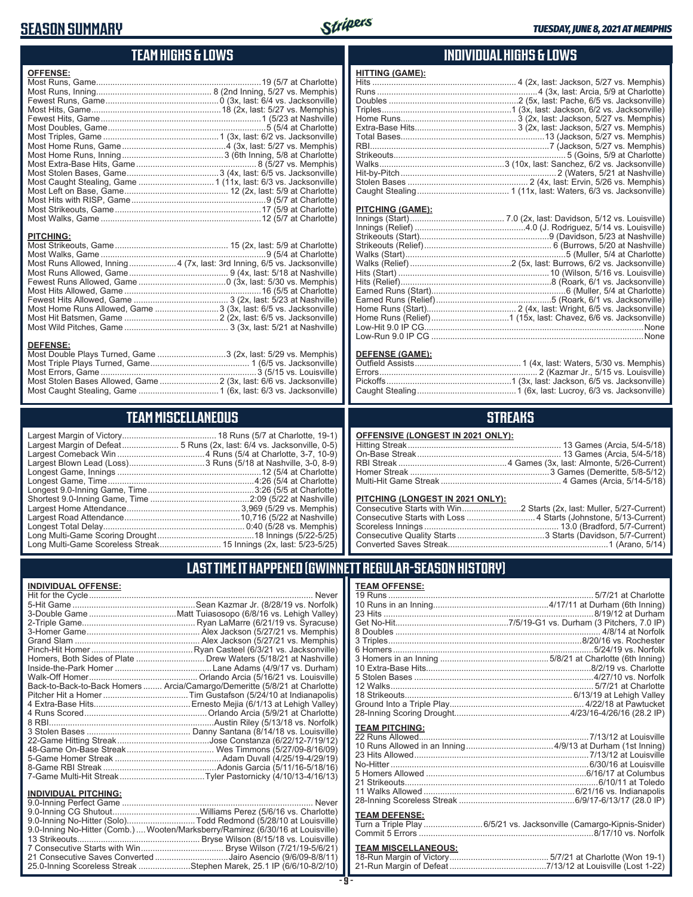# SEASON SUMMARY

TUESDAY, JUNE 8, 2021 AT MEMPHIS

## TEAM HIGHS & LOWS

### OFFENSE:

| | |
|---|---|
| Most Runs, Game | 19 (5/7 at Charlotte) |
| Most Runs, Inning | 8 (2nd Inning, 5/27 vs. Memphis) |
| Fewest Runs, Game | 0 (3x, last: 6/4 vs. Jacksonville) |
| Most Hits, Game | 18 (2x, last: 5/27 vs. Memphis) |
| Fewest Hits, Game | 1 (5/23 at Nashville) |
| Most Doubles, Game | 5 (5/4 at Charlotte) |
| Most Triples, Game | 1 (3x, last: 6/2 vs. Jacksonville) |
| Most Home Runs, Game | 4 (3x, last: 5/27 vs. Memphis) |
| Most Home Runs, Inning | 3 (6th Inning, 5/8 at Charlotte) |
| Most Extra-Base Hits, Game | 8 (5/27 vs. Memphis) |
| Most Stolen Bases, Game | 3 (4x, last: 6/5 vs. Jacksonville) |
| Most Caught Stealing, Game | 1 (11x, last: 6/3 vs. Jacksonville) |
| Most Left on Base, Game | 12 (2x, last: 5/9 at Charlotte) |
| Most Hits with RISP, Game | 9 (5/7 at Charlotte) |
| Most Strikeouts, Game | 17 (5/9 at Charlotte) |
| Most Walks, Game | 12 (5/7 at Charlotte) |

### PITCHING:

| | |
|---|---|
| Most Strikeouts, Game | 15 (2x, last: 5/9 at Charlotte) |
| Most Walks, Game | 9 (5/4 at Charlotte) |
| Most Runs Allowed, Inning | 4 (7x, last: 3rd Inning, 6/5 vs. Jacksonville) |
| Most Runs Allowed, Game | 9 (4x, last: 5/18 at Nashville) |
| Fewest Runs Allowed, Game | 0 (3x, last: 5/30 vs. Memphis) |
| Most Hits Allowed, Game | 16 (5/5 at Charlotte) |
| Fewest Hits Allowed, Game | 3 (2x, last: 5/23 at Nashville) |
| Most Home Runs Allowed, Game | 3 (3x, last: 6/5 vs. Jacksonville) |
| Most Hit Batsmen, Game | 2 (2x, last: 6/5 vs. Jacksonville) |
| Most Wild Pitches, Game | 3 (3x, last: 5/21 at Nashville) |

### DEFENSE:

| | |
|---|---|
| Most Double Plays Turned, Game | 3 (2x, last: 5/29 vs. Memphis) |
| Most Triple Plays Turned, Game | 1 (6/5 vs. Jacksonville) |
| Most Errors, Game | 3 (5/15 vs. Louisville) |
| Most Stolen Bases Allowed, Game | 2 (3x, last: 6/6 vs. Jacksonville) |
| Most Caught Stealing, Game | 1 (6x, last: 6/3 vs. Jacksonville) |

## INDIVIDUAL HIGHS & LOWS

### HITTING (GAME):

| | |
|---|---|
| Hits | 4 (2x, last: Jackson, 5/27 vs. Memphis) |
| Runs | 4 (3x, last: Arcia, 5/9 at Charlotte) |
| Doubles | 2 (5x, last: Pache, 6/5 vs. Jacksonville) |
| Triples | 1 (3x, last: Jackson, 6/2 vs. Jacksonville) |
| Home Runs | 3 (2x, last: Jackson, 5/27 vs. Memphis) |
| Extra-Base Hits | 3 (2x, last: Jackson, 5/27 vs. Memphis) |
| Total Bases | 13 (Jackson, 5/27 vs. Memphis) |
| RBI | 7 (Jackson, 5/27 vs. Memphis) |
| Strikeouts | 5 (Goins, 5/9 at Charlotte) |
| Walks | 3 (10x, last: Sanchez, 6/2 vs. Jacksonville) |
| Hit-by-Pitch | 2 (Waters, 5/21 at Nashville) |
| Stolen Bases | 2 (4x, last: Ervin, 5/26 vs. Memphis) |
| Caught Stealing | 1 (11x, last: Waters, 6/3 vs. Jacksonville) |

### PITCHING (GAME):

| | |
|---|---|
| Innings (Start) | 7.0 (2x, last: Davidson, 5/12 vs. Louisville) |
| Innings (Relief) | 4.0 (J. Rodriguez, 5/14 vs. Louisville) |
| Strikeouts (Start) | 9 (Davidson, 5/23 at Nashville) |
| Strikeouts (Relief) | 6 (Burrows, 5/20 at Nashville) |
| Walks (Start) | 5 (Muller, 5/4 at Charlotte) |
| Walks (Relief) | 2 (5x, last: Burrows, 6/2 vs. Jacksonville) |
| Hits (Start) | 10 (Wilson, 5/16 vs. Louisville) |
| Hits (Relief) | 8 (Roark, 6/1 vs. Jacksonville) |
| Earned Runs (Start) | 6 (Muller, 5/4 at Charlotte) |
| Earned Runs (Relief) | 5 (Roark, 6/1 vs. Jacksonville) |
| Home Runs (Start) | 2 (4x, last: Wright, 6/5 vs. Jacksonville) |
| Home Runs (Relief) | 1 (15x, last: Chavez, 6/6 vs. Jacksonville) |
| Low-Hit 9.0 IP CG | None |
| Low-Run 9.0 IP CG | None |

### DEFENSE (GAME):

| | |
|---|---|
| Outfield Assists | 1 (4x, last: Waters, 5/30 vs. Memphis) |
| Errors | 2 (Kazmar Jr., 5/15 vs. Louisville) |
| Pickoffs | 1 (3x, last: Jackson, 6/5 vs. Jacksonville) |
| Caught Stealing | 1 (6x, last: Lucroy, 6/3 vs. Jacksonville) |

## TEAM MISCELLANEOUS

| | |
|---|---|
| Largest Margin of Victory | 18 Runs (5/7 at Charlotte, 19-1) |
| Largest Margin of Defeat | 5 Runs (2x, last: 6/4 vs. Jacksonville, 0-5) |
| Largest Comeback Win | 4 Runs (5/4 at Charlotte, 3-7, 10-9) |
| Largest Blown Lead (Loss) | 3 Runs (5/18 at Nashville, 3-0, 8-9) |
| Longest Game, Innings | 12 (5/4 at Charlotte) |
| Longest Game, Time | 4:26 (5/4 at Charlotte) |
| Longest 9.0-Inning Game, Time | 3:26 (5/5 at Charlotte) |
| Shortest 9.0-Inning Game, Time | 2:09 (5/22 at Nashville) |
| Largest Home Attendance | 3,969 (5/29 vs. Memphis) |
| Largest Road Attendance | 10,716 (5/22 at Nashville) |
| Longest Total Delay | 0:40 (5/28 vs. Memphis) |
| Long Multi-Game Scoring Drought | 18 Innings (5/22-5/25) |
| Long Multi-Game Scoreless Streak | 15 Innings (2x, last: 5/23-5/25) |

## STREAKS

### OFFENSIVE (LONGEST IN 2021 ONLY):

| | |
|---|---|
| Hitting Streak | 13 Games (Arcia, 5/4-5/18) |
| On-Base Streak | 13 Games (Arcia, 5/4-5/18) |
| RBI Streak | 4 Games (3x, last: Almonte, 5/26-Current) |
| Homer Streak | 3 Games (Demeritte, 5/8-5/12) |
| Multi-Hit Game Streak | 4 Games (Arcia, 5/14-5/18) |

### PITCHING (LONGEST IN 2021 ONLY):

| | |
|---|---|
| Consecutive Starts with Win | 2 Starts (2x, last: Muller, 5/27-Current) |
| Consecutive Starts with Loss | 4 Starts (Johnstone, 5/13-Current) |
| Scoreless Innings | 13.0 (Bradford, 5/7-Current) |
| Consecutive Quality Starts | 3 Starts (Davidson, 5/7-Current) |
| Converted Saves Streak | 1 (Arano, 5/14) |

## LAST TIME IT HAPPENED (GWINNETT REGULAR-SEASON HISTORY)

### INDIVIDUAL OFFENSE:

| | |
|---|---|
| Hit for the Cycle | Never |
| 5-Hit Game | Sean Kazmar Jr. (8/28/19 vs. Norfolk) |
| 3-Double Game | Matt Tuiasosopo (6/8/16 vs. Lehigh Valley) |
| 2-Triple Game | Ryan LaMarre (6/21/19 vs. Syracuse) |
| 3-Homer Game | Alex Jackson (5/27/21 vs. Memphis) |
| Grand Slam | Alex Jackson (5/27/21 vs. Memphis) |
| Pinch-Hit Homer | Ryan Casteel (6/3/21 vs. Jacksonville) |
| Homers, Both Sides of Plate | Drew Waters (5/18/21 at Nashville) |
| Inside-the-Park Homer | Lane Adams (4/9/17 vs. Durham) |
| Walk-Off Homer | Orlando Arcia (5/16/21 vs. Louisville) |
| Back-to-Back-to-Back Homers | Arcia/Camargo/Demeritte (5/8/21 at Charlotte) |
| Pitcher Hit a Homer | Tim Gustafson (5/24/10 at Indianapolis) |
| 4 Extra-Base Hits | Ernesto Mejia (6/1/13 at Lehigh Valley) |
| 4 Runs Scored | Orlando Arcia (5/9/21 at Charlotte) |
| 8 RBI | Austin Riley (5/13/18 vs. Norfolk) |
| 3 Stolen Bases | Danny Santana (8/14/18 vs. Louisville) |
| 22-Game Hitting Streak | Jose Constanza (6/22/12-7/19/12) |
| 48-Game On-Base Streak | Wes Timmons (5/27/09-8/16/09) |
| 5-Game Homer Streak | Adam Duvall (4/25/19-4/29/19) |
| 8-Game RBI Streak | Adonis Garcia (5/11/16-5/18/16) |
| 7-Game Multi-Hit Streak | Tyler Pastornicky (4/10/13-4/16/13) |

### INDIVIDUAL PITCHING:

| | |
|---|---|
| 9.0-Inning Perfect Game | Never |
| 9.0-Inning CG Shutout | Williams Perez (5/6/16 vs. Charlotte) |
| 9.0-Inning No-Hitter (Solo) | Todd Redmond (5/28/10 at Louisville) |
| 9.0-Inning No-Hitter (Comb.) | Wooten/Marksberry/Ramirez (6/30/16 at Louisville) |
| 13 Strikeouts | Bryse Wilson (8/15/18 vs. Louisville) |
| 7 Consecutive Starts with Win | Bryse Wilson (7/21/19-5/6/21) |
| 21 Consecutive Saves Converted | Jairo Asencio (9/6/09-8/8/11) |
| 25.0-Inning Scoreless Streak | Stephen Marek, 25.1 IP (6/6/10-8/2/10) |

### TEAM OFFENSE:

| | |
|---|---|
| 19 Runs | 5/7/21 at Charlotte |
| 10 Runs in an Inning | 4/17/11 at Durham (6th Inning) |
| 23 Hits | 8/19/12 at Durham |
| Get No-Hit | 7/5/19-G1 vs. Durham (3 Pitchers, 7.0 IP) |
| 8 Doubles | 4/8/14 at Norfolk |
| 3 Triples | 8/20/16 vs. Rochester |
| 6 Homers | 5/24/19 vs. Norfolk |
| 3 Homers in an Inning | 5/8/21 at Charlotte (6th Inning) |
| 10 Extra-Base Hits | 8/2/19 vs. Charlotte |
| 5 Stolen Bases | 4/27/10 vs. Norfolk |
| 12 Walks | 5/7/21 at Charlotte |
| 18 Strikeouts | 6/13/19 at Lehigh Valley |
| Ground Into a Triple Play | 4/22/18 at Pawtucket |
| 28-Inning Scoring Drought | 4/23/16-4/26/16 (28.2 IP) |

### TEAM PITCHING:

| | |
|---|---|
| 22 Runs Allowed | 7/13/12 at Louisville |
| 10 Runs Allowed in an Inning | 4/9/13 at Durham (1st Inning) |
| 23 Hits Allowed | 7/13/12 at Louisville |
| No-Hitter | 6/30/16 at Louisville |
| 5 Homers Allowed | 6/16/17 at Columbus |
| 21 Strikeouts | 6/10/11 at Toledo |
| 11 Walks Allowed | 6/21/16 vs. Indianapolis |
| 28-Inning Scoreless Streak | 6/9/17-6/13/17 (28.0 IP) |

### TEAM DEFENSE:

| | |
|---|---|
| Turn a Triple Play | 6/5/21 vs. Jacksonville (Camargo-Kipnis-Snider) |
| Commit 5 Errors | 8/17/10 vs. Norfolk |

### TEAM MISCELLANEOUS:

| | |
|---|---|
| 18-Run Margin of Victory | 5/7/21 at Charlotte (Won 19-1) |
| 21-Run Margin of Defeat | 7/13/12 at Louisville (Lost 1-22) |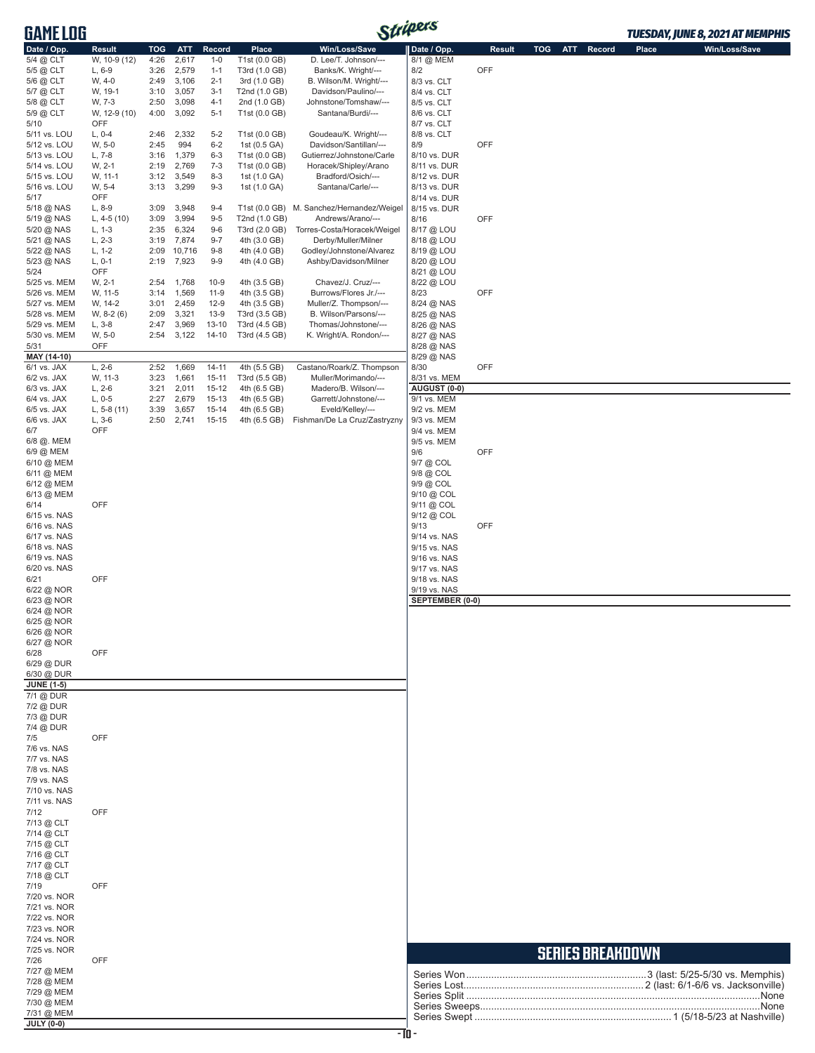# GAME LOG

**TUESDAY, JUNE 8, 2021 AT MEMPHIS**

| Date / Opp. | Result | TOG | ATT | Record | Place | Win/Loss/Save |
|---|---|---|---|---|---|---|
| 5/4 @ CLT | W, 10-9 (12) | 4:26 | 2,617 | 1-0 | T1st (0.0 GB) | D. Lee/T. Johnson/--- |
| 5/5 @ CLT | L, 6-9 | 3:26 | 2,579 | 1-1 | T3rd (1.0 GB) | Banks/K. Wright/--- |
| 5/6 @ CLT | W, 4-0 | 2:49 | 3,106 | 2-1 | 3rd (1.0 GB) | B. Wilson/M. Wright/--- |
| 5/7 @ CLT | W, 19-1 | 3:10 | 3,057 | 3-1 | T2nd (1.0 GB) | Davidson/Paulino/--- |
| 5/8 @ CLT | W, 7-3 | 2:50 | 3,098 | 4-1 | 2nd (1.0 GB) | Johnstone/Tomshaw/--- |
| 5/9 @ CLT | W, 12-9 (10) | 4:00 | 3,092 | 5-1 | T1st (0.0 GB) | Santana/Burdi/--- |
| 5/10 | OFF | | | | | |
| 5/11 vs. LOU | L, 0-4 | 2:46 | 2,332 | 5-2 | T1st (0.0 GB) | Goudeau/K. Wright/--- |
| 5/12 vs. LOU | W, 5-0 | 2:45 | 994 | 6-2 | 1st (0.5 GA) | Davidson/Santillan/--- |
| 5/13 vs. LOU | L, 7-8 | 3:16 | 1,379 | 6-3 | T1st (0.0 GB) | Gutierrez/Johnstone/Carle |
| 5/14 vs. LOU | W, 2-1 | 2:19 | 2,769 | 7-3 | T1st (0.0 GB) | Horacek/Shipley/Arano |
| 5/15 vs. LOU | W, 11-1 | 3:12 | 3,549 | 8-3 | 1st (1.0 GA) | Bradford/Osich/--- |
| 5/16 vs. LOU | W, 5-4 | 3:13 | 3,299 | 9-3 | 1st (1.0 GA) | Santana/Carle/--- |
| 5/17 | OFF | | | | | |
| 5/18 @ NAS | L, 8-9 | 3:09 | 3,948 | 9-4 | T1st (0.0 GB) | M. Sanchez/Hernandez/Weigel |
| 5/19 @ NAS | L, 4-5 (10) | 3:09 | 3,994 | 9-5 | T2nd (1.0 GB) | Andrews/Arano/--- |
| 5/20 @ NAS | L, 1-3 | 2:35 | 6,324 | 9-6 | T3rd (2.0 GB) | Torres-Costa/Horacek/Weigel |
| 5/21 @ NAS | L, 2-3 | 3:19 | 7,874 | 9-7 | 4th (3.0 GB) | Derby/Muller/Milner |
| 5/22 @ NAS | L, 1-2 | 2:09 | 10,716 | 9-8 | 4th (4.0 GB) | Godley/Johnstone/Alvarez |
| 5/23 @ NAS | L, 0-1 | 2:19 | 7,923 | 9-9 | 4th (4.0 GB) | Ashby/Davidson/Milner |
| 5/24 | OFF | | | | | |
| 5/25 vs. MEM | W, 2-1 | 2:54 | 1,768 | 10-9 | 4th (3.5 GB) | Chavez/J. Cruz/--- |
| 5/26 vs. MEM | W, 11-5 | 3:14 | 1,569 | 11-9 | 4th (3.5 GB) | Burrows/Flores Jr./--- |
| 5/27 vs. MEM | W, 14-2 | 3:01 | 2,459 | 12-9 | 4th (3.5 GB) | Muller/Z. Thompson/--- |
| 5/28 vs. MEM | W, 8-2 (6) | 2:09 | 3,321 | 13-9 | T3rd (3.5 GB) | B. Wilson/Parsons/--- |
| 5/29 vs. MEM | L, 3-8 | 2:47 | 3,969 | 13-10 | T3rd (4.5 GB) | Thomas/Johnstone/--- |
| 5/30 vs. MEM | W, 5-0 | 2:54 | 3,122 | 14-10 | T3rd (4.5 GB) | K. Wright/A. Rondon/--- |
| 5/31 | OFF | | | | | |
| **MAY (14-10)** | | | | | | |
| 6/1 vs. JAX | L, 2-6 | 2:52 | 1,669 | 14-11 | 4th (5.5 GB) | Castano/Roark/Z. Thompson |
| 6/2 vs. JAX | W, 11-3 | 3:23 | 1,661 | 15-11 | T3rd (5.5 GB) | Muller/Morimando/--- |
| 6/3 vs. JAX | L, 2-6 | 3:21 | 2,011 | 15-12 | 4th (6.5 GB) | Madero/B. Wilson/--- |
| 6/4 vs. JAX | L, 0-5 | 2:27 | 2,679 | 15-13 | 4th (6.5 GB) | Garrett/Johnstone/--- |
| 6/5 vs. JAX | L, 5-8 (11) | 3:39 | 3,657 | 15-14 | 4th (6.5 GB) | Eveld/Kelley/--- |
| 6/6 vs. JAX | L, 3-6 | 2:50 | 2,741 | 15-15 | 4th (6.5 GB) | Fishman/De La Cruz/Zastryzny |
| 6/7 | OFF | | | | | |
| 6/8 @. MEM | | | | | | |
| 6/9 @ MEM | | | | | | |
| 6/10 @ MEM | | | | | | |
| 6/11 @ MEM | | | | | | |
| 6/12 @ MEM | | | | | | |
| 6/13 @ MEM | | | | | | |
| 6/14 | OFF | | | | | |
| 6/15 vs. NAS | | | | | | |
| 6/16 vs. NAS | | | | | | |
| 6/17 vs. NAS | | | | | | |
| 6/18 vs. NAS | | | | | | |
| 6/19 vs. NAS | | | | | | |
| 6/20 vs. NAS | | | | | | |
| 6/21 | OFF | | | | | |
| 6/22 @ NOR | | | | | | |
| 6/23 @ NOR | | | | | | |
| 6/24 @ NOR | | | | | | |
| 6/25 @ NOR | | | | | | |
| 6/26 @ NOR | | | | | | |
| 6/27 @ NOR | | | | | | |
| 6/28 | OFF | | | | | |
| 6/29 @ DUR | | | | | | |
| 6/30 @ DUR | | | | | | |
| **JUNE (1-5)** | | | | | | |
| 7/1 @ DUR | | | | | | |
| 7/2 @ DUR | | | | | | |
| 7/3 @ DUR | | | | | | |
| 7/4 @ DUR | | | | | | |
| 7/5 | OFF | | | | | |
| 7/6 vs. NAS | | | | | | |
| 7/7 vs. NAS | | | | | | |
| 7/8 vs. NAS | | | | | | |
| 7/9 vs. NAS | | | | | | |
| 7/10 vs. NAS | | | | | | |
| 7/11 vs. NAS | | | | | | |
| 7/12 | OFF | | | | | |
| 7/13 @ CLT | | | | | | |
| 7/14 @ CLT | | | | | | |
| 7/15 @ CLT | | | | | | |
| 7/16 @ CLT | | | | | | |
| 7/17 @ CLT | | | | | | |
| 7/18 @ CLT | | | | | | |
| 7/19 | OFF | | | | | |
| 7/20 vs. NOR | | | | | | |
| 7/21 vs. NOR | | | | | | |
| 7/22 vs. NOR | | | | | | |
| 7/23 vs. NOR | | | | | | |
| 7/24 vs. NOR | | | | | | |
| 7/25 vs. NOR | | | | | | |
| 7/26 | OFF | | | | | |
| 7/27 @ MEM | | | | | | |
| 7/28 @ MEM | | | | | | |
| 7/29 @ MEM | | | | | | |
| 7/30 @ MEM | | | | | | |
| 7/31 @ MEM | | | | | | |
| **JULY (0-0)** | | | | | | |

| Date / Opp. | Result | TOG | ATT | Record | Place | Win/Loss/Save |
|---|---|---|---|---|---|---|
| 8/1 @ MEM | | | | | | |
| 8/2 | OFF | | | | | |
| 8/3 vs. CLT | | | | | | |
| 8/4 vs. CLT | | | | | | |
| 8/5 vs. CLT | | | | | | |
| 8/6 vs. CLT | | | | | | |
| 8/7 vs. CLT | | | | | | |
| 8/8 vs. CLT | | | | | | |
| 8/9 | OFF | | | | | |
| 8/10 vs. DUR | | | | | | |
| 8/11 vs. DUR | | | | | | |
| 8/12 vs. DUR | | | | | | |
| 8/13 vs. DUR | | | | | | |
| 8/14 vs. DUR | | | | | | |
| 8/15 vs. DUR | | | | | | |
| 8/16 | OFF | | | | | |
| 8/17 @ LOU | | | | | | |
| 8/18 @ LOU | | | | | | |
| 8/19 @ LOU | | | | | | |
| 8/20 @ LOU | | | | | | |
| 8/21 @ LOU | | | | | | |
| 8/22 @ LOU | | | | | | |
| 8/23 | OFF | | | | | |
| 8/24 @ NAS | | | | | | |
| 8/25 @ NAS | | | | | | |
| 8/26 @ NAS | | | | | | |
| 8/27 @ NAS | | | | | | |
| 8/28 @ NAS | | | | | | |
| 8/29 @ NAS | | | | | | |
| 8/30 | OFF | | | | | |
| 8/31 vs. MEM | | | | | | |
| **AUGUST (0-0)** | | | | | | |
| 9/1 vs. MEM | | | | | | |
| 9/2 vs. MEM | | | | | | |
| 9/3 vs. MEM | | | | | | |
| 9/4 vs. MEM | | | | | | |
| 9/5 vs. MEM | | | | | | |
| 9/6 | OFF | | | | | |
| 9/7 @ COL | | | | | | |
| 9/8 @ COL | | | | | | |
| 9/9 @ COL | | | | | | |
| 9/10 @ COL | | | | | | |
| 9/11 @ COL | | | | | | |
| 9/12 @ COL | | | | | | |
| 9/13 | OFF | | | | | |
| 9/14 vs. NAS | | | | | | |
| 9/15 vs. NAS | | | | | | |
| 9/16 vs. NAS | | | | | | |
| 9/17 vs. NAS | | | | | | |
| 9/18 vs. NAS | | | | | | |
| 9/19 vs. NAS | | | | | | |
| **SEPTEMBER (0-0)** | | | | | | |

## SERIES BREAKDOWN

Series Won..........3 (last: 5/25-5/30 vs. Memphis)
Series Lost..........2 (last: 6/1-6/6 vs. Jacksonville)
Series Split..........None
Series Sweeps..........None
Series Swept..........1 (5/18-5/23 at Nashville)